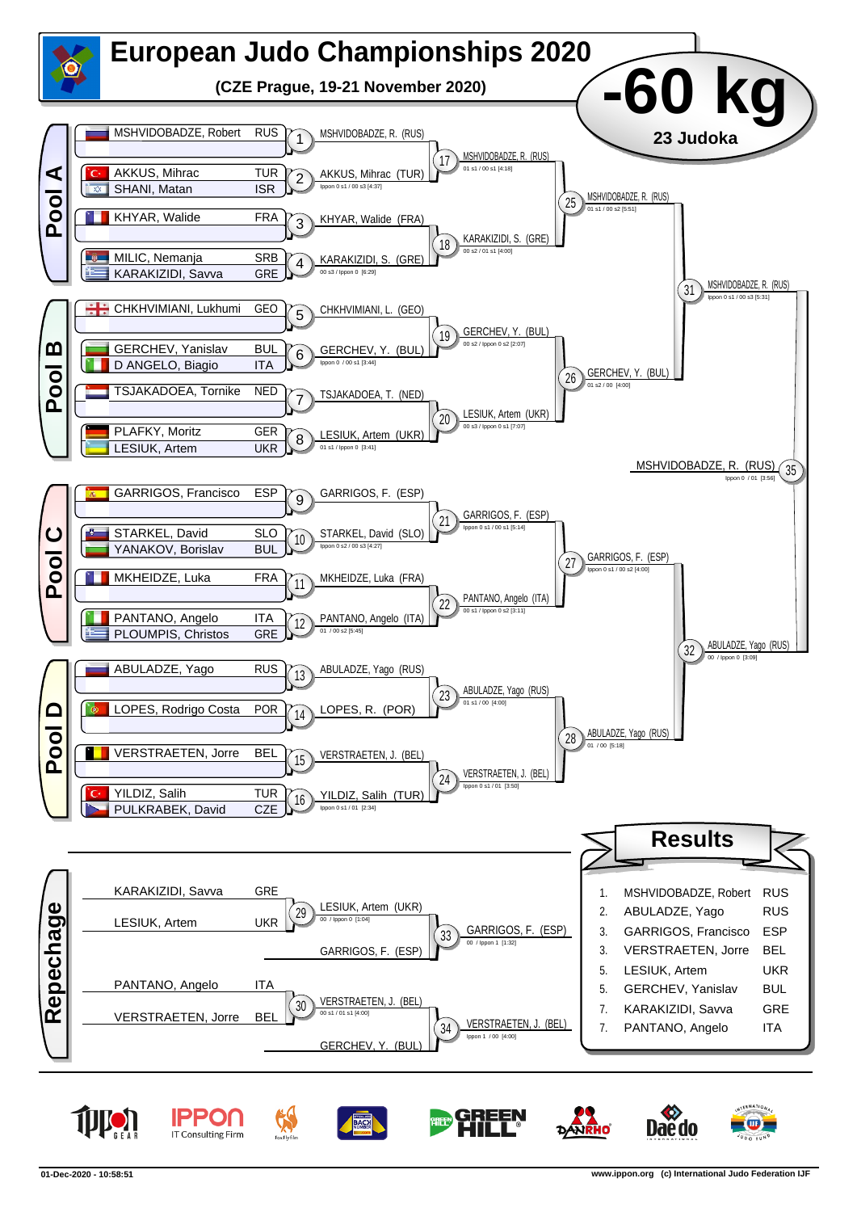# European Judo Championships 2020

**(CZE Prague, 19-21 November 2020)**

## -60 kg

**23 Judoka**

## Pool A

| Athlete | Country |
|---|---|
| MSHVIDOBADZE, Robert | RUS |
| AKKUS, Mihrac | TUR |
| SHANI, Matan | ISR |
| KHYAR, Walide | FRA |
| MILIC, Nemanja | SRB |
| KARAKIZIDI, Savva | GRE |

- 1: MSHVIDOBADZE, R. (RUS)
- 2: AKKUS, Mihrac (TUR) — Ippon 0 s1 / 00 s3 [4:37]
- 3: KHYAR, Walide (FRA)
- 4: KARAKIZIDI, S. (GRE) — 00 s3 / Ippon 0 [6:29]
- 17: MSHVIDOBADZE, R. (RUS) — 01 s1 / 00 s1 [4:18]
- 18: KARAKIZIDI, S. (GRE) — 00 s2 / 01 s1 [4:00]
- 25: MSHVIDOBADZE, R. (RUS) — 01 s1 / 00 s2 [5:51]

## Pool B

| Athlete | Country |
|---|---|
| CHKHVIMIANI, Lukhumi | GEO |
| GERCHEV, Yanislav | BUL |
| D ANGELO, Biagio | ITA |
| TSJAKADOEA, Tornike | NED |
| PLAFKY, Moritz | GER |
| LESIUK, Artem | UKR |

- 5: CHKHVIMIANI, L. (GEO)
- 6: GERCHEV, Y. (BUL) — Ippon 0 / 00 s1 [3:44]
- 7: TSJAKADOEA, T. (NED)
- 8: LESIUK, Artem (UKR) — 01 s1 / Ippon 0 [3:41]
- 19: GERCHEV, Y. (BUL) — 00 s2 / Ippon 0 s2 [2:07]
- 20: LESIUK, Artem (UKR) — 00 s3 / Ippon 0 s1 [7:07]
- 26: GERCHEV, Y. (BUL) — 01 s2 / 00 [4:00]
- 31: MSHVIDOBADZE, R. (RUS) — Ippon 0 s1 / 00 s3 [5:31]

## Pool C

| Athlete | Country |
|---|---|
| GARRIGOS, Francisco | ESP |
| STARKEL, David | SLO |
| YANAKOV, Borislav | BUL |
| MKHEIDZE, Luka | FRA |
| PANTANO, Angelo | ITA |
| PLOUMPIS, Christos | GRE |

- 9: GARRIGOS, F. (ESP)
- 10: STARKEL, David (SLO) — Ippon 0 s2 / 00 s3 [4:27]
- 11: MKHEIDZE, Luka (FRA)
- 12: PANTANO, Angelo (ITA) — 01 / 00 s2 [5:45]
- 21: GARRIGOS, F. (ESP) — Ippon 0 s1 / 00 s1 [5:14]
- 22: PANTANO, Angelo (ITA) — 00 s1 / Ippon 0 s2 [3:11]
- 27: GARRIGOS, F. (ESP) — Ippon 0 s1 / 00 s2 [4:00]

## Pool D

| Athlete | Country |
|---|---|
| ABULADZE, Yago | RUS |
| LOPES, Rodrigo Costa | POR |
| VERSTRAETEN, Jorre | BEL |
| YILDIZ, Salih | TUR |
| PULKRABEK, David | CZE |

- 13: ABULADZE, Yago (RUS)
- 14: LOPES, R. (POR)
- 15: VERSTRAETEN, J. (BEL)
- 16: YILDIZ, Salih (TUR) — Ippon 0 s1 / 01 [2:34]
- 23: ABULADZE, Yago (RUS) — 01 s1 / 00 [4:00]
- 24: VERSTRAETEN, J. (BEL) — Ippon 0 s1 / 01 [3:50]
- 28: ABULADZE, Yago (RUS) — 01 / 00 [5:18]
- 32: ABULADZE, Yago (RUS) — 00 / Ippon 0 [3:09]

## Final

- 35: MSHVIDOBADZE, R. (RUS) — Ippon 0 / 01 [3:56]

## Repechage

| Athlete | Country |
|---|---|
| KARAKIZIDI, Savva | GRE |
| LESIUK, Artem | UKR |
| PANTANO, Angelo | ITA |
| VERSTRAETEN, Jorre | BEL |

- 29: LESIUK, Artem (UKR) — 00 / Ippon 0 [1:04]
- 30: VERSTRAETEN, J. (BEL) — 00 s1 / 01 s1 [4:00]
- 33: GARRIGOS, F. (ESP) vs LESIUK, Artem (UKR) — winner GARRIGOS, F. (ESP) — 00 / Ippon 1 [1:32]
- 34: VERSTRAETEN, J. (BEL) vs GERCHEV, Y. (BUL) — winner VERSTRAETEN, J. (BEL) — Ippon 1 / 00 [4:00]

## Results

| Place | Athlete | Country |
|---|---|---|
| 1. | MSHVIDOBADZE, Robert | RUS |
| 2. | ABULADZE, Yago | RUS |
| 3. | GARRIGOS, Francisco | ESP |
| 3. | VERSTRAETEN, Jorre | BEL |
| 5. | LESIUK, Artem | UKR |
| 5. | GERCHEV, Yanislav | BUL |
| 7. | KARAKIZIDI, Savva | GRE |
| 7. | PANTANO, Angelo | ITA |

01-Dec-2020 - 10:58:51

www.ippon.org (c) International Judo Federation IJF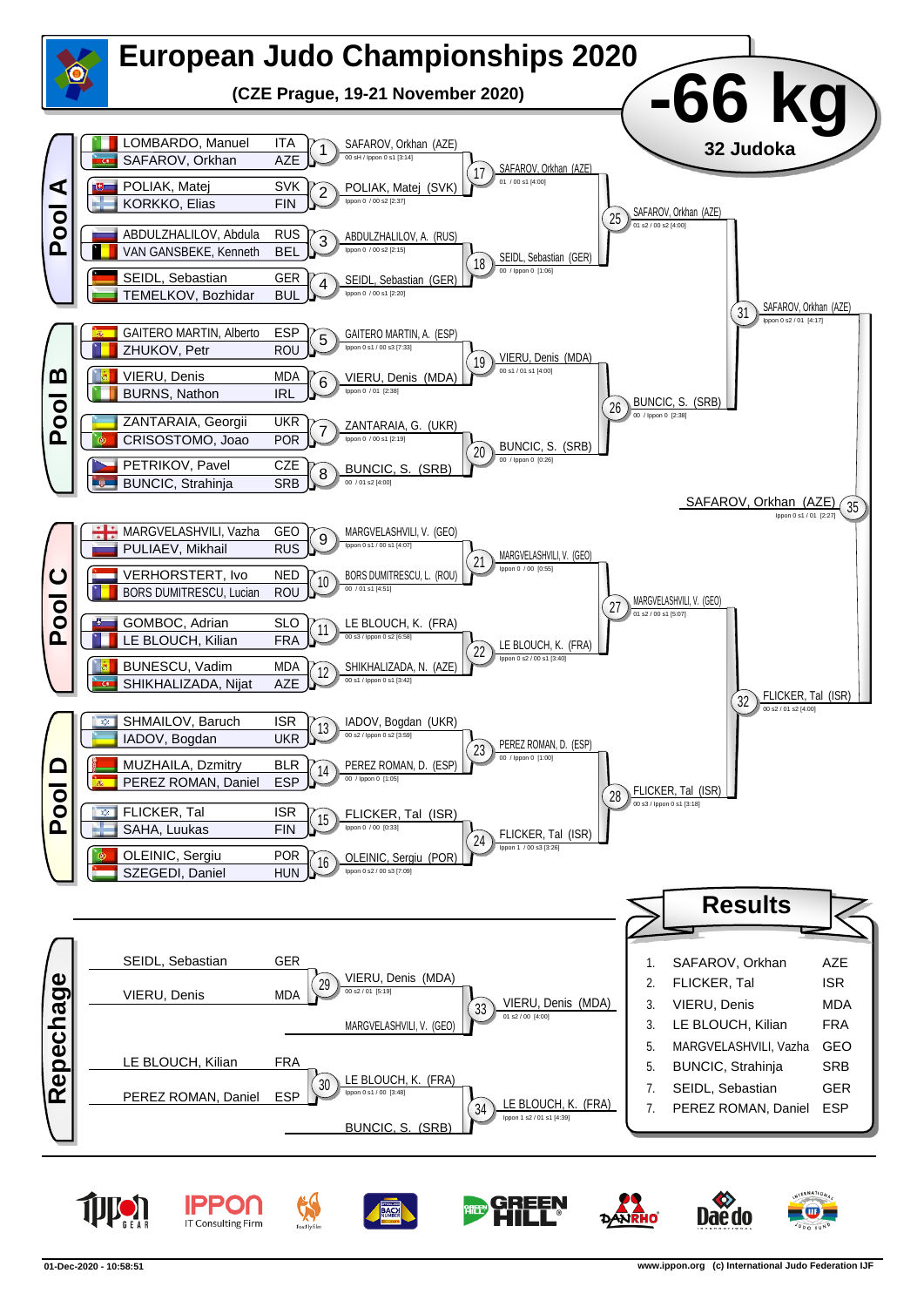# European Judo Championships 2020

**(CZE Prague, 19-21 November 2020)**

## -66 kg

**32 Judoka**

## Pool A

| Athlete | Nation |
|---|---|
| LOMBARDO, Manuel | ITA |
| SAFAROV, Orkhan | AZE |
| POLIAK, Matej | SVK |
| KORKKO, Elias | FIN |
| ABDULZHALILOV, Abdula | RUS |
| VAN GANSBEKE, Kenneth | BEL |
| SEIDL, Sebastian | GER |
| TEMELKOV, Bozhidar | BUL |

- 1: SAFAROV, Orkhan (AZE) — 00 sH / Ippon 0 s1 [3:14]
- 2: POLIAK, Matej (SVK) — Ippon 0 / 00 s2 [2:37]
- 3: ABDULZHALILOV, A. (RUS) — Ippon 0 / 00 s2 [2:15]
- 4: SEIDL, Sebastian (GER) — Ippon 0 / 00 s1 [2:20]
- 17: SAFAROV, Orkhan (AZE) — 01 / 00 s1 [4:00]
- 18: SEIDL, Sebastian (GER) — 00 / Ippon 0 [1:06]
- 25: SAFAROV, Orkhan (AZE) — 01 s2 / 00 s2 [4:00]

## Pool B

| Athlete | Nation |
|---|---|
| GAITERO MARTIN, Alberto | ESP |
| ZHUKOV, Petr | ROU |
| VIERU, Denis | MDA |
| BURNS, Nathon | IRL |
| ZANTARAIA, Georgii | UKR |
| CRISOSTOMO, Joao | POR |
| PETRIKOV, Pavel | CZE |
| BUNCIC, Strahinja | SRB |

- 5: GAITERO MARTIN, A. (ESP) — Ippon 0 s1 / 00 s3 [7:33]
- 6: VIERU, Denis (MDA) — Ippon 0 / 01 [2:38]
- 7: ZANTARAIA, G. (UKR) — Ippon 0 / 00 s1 [2:19]
- 8: BUNCIC, S. (SRB) — 00 / 01 s2 [4:00]
- 19: VIERU, Denis (MDA) — 00 s1 / 01 s1 [4:00]
- 20: BUNCIC, S. (SRB) — 00 / Ippon 0 [0:26]
- 26: BUNCIC, S. (SRB) — 00 / Ippon 0 [2:38]

- 31: SAFAROV, Orkhan (AZE) — Ippon 0 s2 / 01 [4:17]

## Pool C

| Athlete | Nation |
|---|---|
| MARGVELASHVILI, Vazha | GEO |
| PULIAEV, Mikhail | RUS |
| VERHORSTERT, Ivo | NED |
| BORS DUMITRESCU, Lucian | ROU |
| GOMBOC, Adrian | SLO |
| LE BLOUCH, Kilian | FRA |
| BUNESCU, Vadim | MDA |
| SHIKHALIZADA, Nijat | AZE |

- 9: MARGVELASHVILI, V. (GEO) — Ippon 0 s1 / 00 s1 [4:07]
- 10: BORS DUMITRESCU, L. (ROU) — 00 / 01 s1 [4:51]
- 11: LE BLOUCH, K. (FRA) — 00 s3 / Ippon 0 s2 [6:58]
- 12: SHIKHALIZADA, N. (AZE) — 00 s1 / Ippon 0 s1 [3:42]
- 21: MARGVELASHVILI, V. (GEO) — Ippon 0 / 00 [0:55]
- 22: LE BLOUCH, K. (FRA) — Ippon 0 s2 / 00 s1 [3:40]
- 27: MARGVELASHVILI, V. (GEO) — 01 s2 / 00 s1 [5:07]

## Pool D

| Athlete | Nation |
|---|---|
| SHMAILOV, Baruch | ISR |
| IADOV, Bogdan | UKR |
| MUZHAILA, Dzmitry | BLR |
| PEREZ ROMAN, Daniel | ESP |
| FLICKER, Tal | ISR |
| SAHA, Luukas | FIN |
| OLEINIC, Sergiu | POR |
| SZEGEDI, Daniel | HUN |

- 13: IADOV, Bogdan (UKR) — 00 s2 / Ippon 0 s2 [3:59]
- 14: PEREZ ROMAN, D. (ESP) — 00 / Ippon 0 [1:05]
- 15: FLICKER, Tal (ISR) — Ippon 0 / 00 [0:33]
- 16: OLEINIC, Sergiu (POR) — Ippon 0 s2 / 00 s3 [7:09]
- 23: PEREZ ROMAN, D. (ESP) — 00 / Ippon 0 [1:00]
- 24: FLICKER, Tal (ISR) — Ippon 1 / 00 s3 [3:26]
- 28: FLICKER, Tal (ISR) — 00 s3 / Ippon 0 s1 [3:18]

- 32: FLICKER, Tal (ISR) — 00 s2 / 01 s2 [4:00]

**Final**

- 35: SAFAROV, Orkhan (AZE) — Ippon 0 s1 / 01 [2:27]

## Repechage

- 29: SEIDL, Sebastian (GER) vs VIERU, Denis (MDA) → VIERU, Denis (MDA) — 00 s2 / 01 [5:19]
- 33: VIERU, Denis (MDA) vs MARGVELASHVILI, V. (GEO) → VIERU, Denis (MDA) — 01 s2 / 00 [4:00]
- 30: LE BLOUCH, Kilian (FRA) vs PEREZ ROMAN, Daniel (ESP) → LE BLOUCH, K. (FRA) — Ippon 0 s1 / 00 [3:48]
- 34: LE BLOUCH, K. (FRA) vs BUNCIC, S. (SRB) → LE BLOUCH, K. (FRA) — Ippon 1 s2 / 01 s1 [4:39]

## Results

| Rank | Athlete | Nation |
|---|---|---|
| 1. | SAFAROV, Orkhan | AZE |
| 2. | FLICKER, Tal | ISR |
| 3. | VIERU, Denis | MDA |
| 3. | LE BLOUCH, Kilian | FRA |
| 5. | MARGVELASHVILI, Vazha | GEO |
| 5. | BUNCIC, Strahinja | SRB |
| 7. | SEIDL, Sebastian | GER |
| 7. | PEREZ ROMAN, Daniel | ESP |

01-Dec-2020 - 10:58:51 www.ippon.org (c) International Judo Federation IJF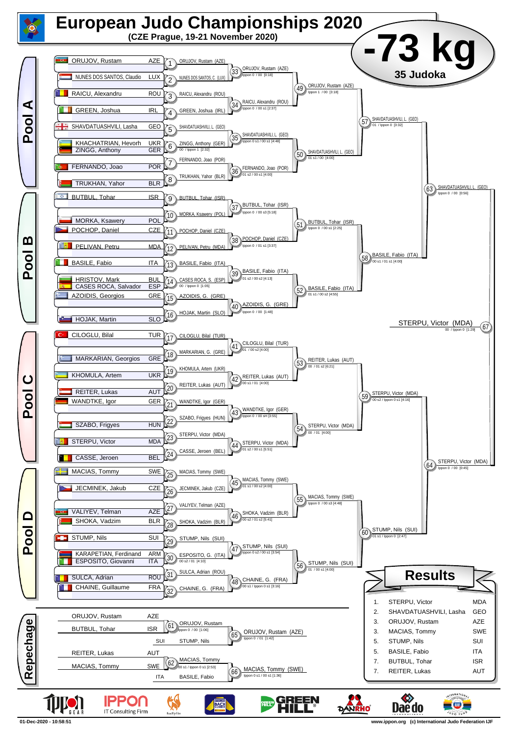# European Judo Championships 2020

**(CZE Prague, 19-21 November 2020)**

## -73 kg

**35 Judoka**

### Pool A

| Competitor | Country |
|---|---|
| ORUJOV, Rustam | AZE |
| NUNES DOS SANTOS, Claudio | LUX |
| RAICU, Alexandru | ROU |
| GREEN, Joshua | IRL |
| SHAVDATUASHVILI, Lasha | GEO |
| KHACHATRIAN, Hevorh | UKR |
| ZINGG, Anthony | GER |
| FERNANDO, Joao | POR |
| TRUKHAN, Yahor | BLR |

- 1: ORUJOV, Rustam (AZE)
- 2: NUNES DOS SANTOS, C. (LUX)
- 3: RAICU, Alexandru (ROU)
- 4: GREEN, Joshua (IRL)
- 5: SHAVDATUASHVILI, L. (GEO)
- 6: ZINGG, Anthony (GER) — 00 / Ippon 1 [2:32]
- 7: FERNANDO, Joao (POR)
- 8: TRUKHAN, Yahor (BLR)
- 33: ORUJOV, Rustam (AZE) — Ippon 0 / 00 [0:18]
- 34: RAICU, Alexandru (ROU) — Ippon 0 / 00 s1 [2:37]
- 35: SHAVDATUASHVILI, L. (GEO) — Ippon 0 s1 / 00 s1 [4:48]
- 36: FERNANDO, Joao (POR) — 01 s2 / 00 s1 [4:00]
- 49: ORUJOV, Rustam (AZE) — Ippon 1 / 00 [3:18]
- 50: SHAVDATUASHVILI L. (GEO) — 01 s1 / 00 [4:00]
- 57: SHAVDATUASHVILI, L. (GEO) — 01 / Ippon 0 [3:32]

### Pool B

| Competitor | Country |
|---|---|
| BUTBUL, Tohar | ISR |
| MORKA, Ksawery | POL |
| POCHOP, Daniel | CZE |
| PELIVAN, Petru | MDA |
| BASILE, Fabio | ITA |
| HRISTOV, Mark | BUL |
| CASES ROCA, Salvador | ESP |
| AZOIDIS, Georgios | GRE |
| HOJAK, Martin | SLO |

- 9: BUTBUL, Tohar (ISR)
- 10: MORKA, Ksawery (POL)
- 11: POCHOP, Daniel (CZE)
- 12: PELIVAN, Petru (MDA)
- 13: BASILE, Fabio (ITA)
- 14: CASES ROCA, S. (ESP) — 00 / Ippon 0 [1:05]
- 15: AZOIDIS, G. (GRE)
- 16: HOJAK, Martin (SLO)
- 37: BUTBUL, Tohar (ISR) — Ippon 0 / 00 s3 [5:18]
- 38: POCHOP, Daniel (CZE) — Ippon 0 / 01 s1 [3:37]
- 39: BASILE, Fabio (ITA) — 01 s2 / 00 s2 [4:13]
- 40: AZOIDIS, G. (GRE) — Ippon 0 / 00 [1:48]
- 51: BUTBUL, Tohar (ISR) — Ippon 0 / 00 s1 [2:25]
- 52: BASILE, Fabio (ITA) — 01 s1 / 00 s2 [4:55]
- 58: BASILE, Fabio (ITA) — 00 s1 / 01 s1 [4:00]
- 63: SHAVDATUASHVILI, L. (GEO) — Ippon 0 / 00 [0:56]

### Pool C

| Competitor | Country |
|---|---|
| CILOGLU, Bilal | TUR |
| MARKARIAN, Georgios | GRE |
| KHOMULA, Artem | UKR |
| REITER, Lukas | AUT |
| WANDTKE, Igor | GER |
| SZABO, Frigyes | HUN |
| STERPU, Victor | MDA |
| CASSE, Jeroen | BEL |

- 17: CILOGLU, Bilal (TUR)
- 18: MARKARIAN, G. (GRE)
- 19: KHOMULA, Artem (UKR)
- 20: REITER, Lukas (AUT)
- 21: WANDTKE, Igor (GER)
- 22: SZABO, Frigyes (HUN)
- 23: STERPU, Victor (MDA)
- 24: CASSE, Jeroen (BEL)
- 41: CILOGLU, Bilal (TUR) — 01 / 00 s2 [4:00]
- 42: REITER, Lukas (AUT) — 00 s1 / 01 [4:00]
- 43: WANDTKE, Igor (GER) — Ippon 0 / 00 sH [3:55]
- 44: STERPU, Victor (MDA) — 01 s2 / 00 s1 [5:51]
- 53: REITER, Lukas (AUT) — 00 / 01 s2 [6:21]
- 54: STERPU, Victor (MDA) — 00 / 01 [4:00]
- 59: STERPU, Victor (MDA) — 00 s2 / Ippon 0 s1 [4:16]

### Pool D

| Competitor | Country |
|---|---|
| MACIAS, Tommy | SWE |
| JECMINEK, Jakub | CZE |
| VALIYEV, Telman | AZE |
| SHOKA, Vadzim | BLR |
| STUMP, Nils | SUI |
| KARAPETIAN, Ferdinand | ARM |
| ESPOSITO, Giovanni | ITA |
| SULCA, Adrian | ROU |
| CHAINE, Guillaume | FRA |

- 25: MACIAS, Tommy (SWE)
- 26: JECMINEK, Jakub (CZE)
- 27: VALIYEV, Telman (AZE)
- 28: SHOKA, Vadzim (BLR)
- 29: STUMP, Nils (SUI)
- 30: ESPOSITO, G. (ITA) — 00 s2 / 01 [4:10]
- 31: SULCA, Adrian (ROU)
- 32: CHAINE, G. (FRA)
- 45: MACIAS, Tommy (SWE) — 01 s1 / 00 s2 [4:00]
- 46: SHOKA, Vadzim (BLR) — 00 s2 / 01 s2 [5:41]
- 47: STUMP, Nils (SUI) — Ippon 0 s2 / 00 s1 [3:54]
- 48: CHAINE, G. (FRA) — 00 s1 / Ippon 0 s1 [3:16]
- 55: MACIAS, Tommy (SWE) — Ippon 0 / 00 s3 [4:48]
- 56: STUMP, Nils (SUI) — 01 / 00 s1 [4:00]
- 60: STUMP, Nils (SUI) — 01 s1 / Ippon 0 [2:47]
- 64: STERPU, Victor (MDA) — Ippon 0 / 00 [0:45]

### Final

- 67: STERPU, Victor (MDA) — 00 / Ippon 0 [1:29]

### Repechage

- 61: ORUJOV, Rustam (AZE) vs BUTBUL, Tohar (ISR) — ORUJOV, Rustam — Ippon 0 / 00 [1:06]
- 65: ORUJOV, Rustam (AZE) vs STUMP, Nils (SUI) — ORUJOV, Rustam (AZE) — Ippon 0 / 01 [1:42]
- 62: REITER, Lukas (AUT) vs MACIAS, Tommy (SWE) — MACIAS, Tommy — 00 s1 / Ippon 0 s1 [2:53]
- 66: MACIAS, Tommy (SWE) vs BASILE, Fabio (ITA) — MACIAS, Tommy (SWE) — Ippon 0 s1 / 00 s1 [1:36]

### Results

| Place | Name | Country |
|---|---|---|
| 1. | STERPU, Victor | MDA |
| 2. | SHAVDATUASHVILI, Lasha | GEO |
| 3. | ORUJOV, Rustam | AZE |
| 3. | MACIAS, Tommy | SWE |
| 5. | STUMP, Nils | SUI |
| 5. | BASILE, Fabio | ITA |
| 7. | BUTBUL, Tohar | ISR |
| 7. | REITER, Lukas | AUT |

01-Dec-2020 - 10:58:51

www.ippon.org (c) International Judo Federation IJF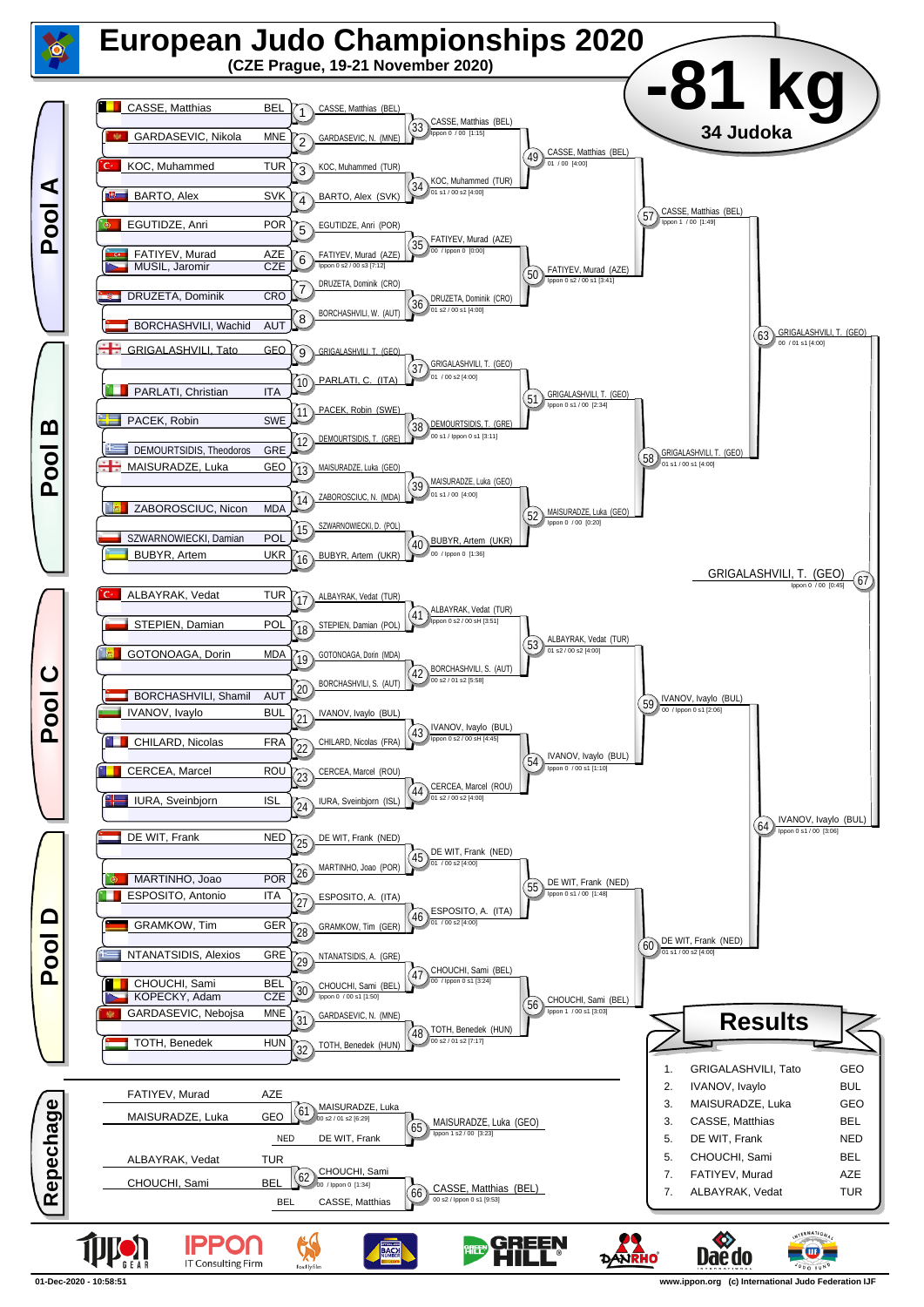# European Judo Championships 2020

**(CZE Prague, 19-21 November 2020)**

# -81 kg

**34 Judoka**

## Pool A

| Athlete | Country |
|---|---|
| CASSE, Matthias | BEL |
| GARDASEVIC, Nikola | MNE |
| KOC, Muhammed | TUR |
| BARTO, Alex | SVK |
| EGUTIDZE, Anri | POR |
| FATIYEV, Murad | AZE |
| MUSIL, Jaromir | CZE |
| DRUZETA, Dominik | CRO |
| BORCHASHVILI, Wachid | AUT |

- (1) CASSE, Matthias (BEL)
- (2) GARDASEVIC, N. (MNE)
- (3) KOC, Muhammed (TUR)
- (4) BARTO, Alex (SVK)
- (5) EGUTIDZE, Anri (POR)
- (6) FATIYEV, Murad (AZE) — Ippon 0 s2 / 00 s3 [7:12]
- (7) DRUZETA, Dominik (CRO)
- (8) BORCHASHVILI, W. (AUT)
- (33) CASSE, Matthias (BEL) — Ippon 0 / 00 [1:15]
- (34) KOC, Muhammed (TUR) — 01 s1 / 00 s2 [4:00]
- (35) FATIYEV, Murad (AZE) — 00 / Ippon 0 [0:00]
- (36) DRUZETA, Dominik (CRO) — 01 s2 / 00 s1 [4:00]
- (49) CASSE, Matthias (BEL) — 01 / 00 [4:00]
- (50) FATIYEV, Murad (AZE) — Ippon 0 s2 / 00 s1 [3:41]
- (57) CASSE, Matthias (BEL) — Ippon 1 / 00 [1:49]

## Pool B

| Athlete | Country |
|---|---|
| GRIGALASHVILI, Tato | GEO |
| PARLATI, Christian | ITA |
| PACEK, Robin | SWE |
| DEMOURTSIDIS, Theodoros | GRE |
| MAISURADZE, Luka | GEO |
| ZABOROSCIUC, Nicon | MDA |
| SZWARNOWIECKI, Damian | POL |
| BUBYR, Artem | UKR |

- (9) GRIGALASHVILI, T. (GEO)
- (10) PARLATI, C. (ITA)
- (11) PACEK, Robin (SWE)
- (12) DEMOURTSIDIS, T. (GRE)
- (13) MAISURADZE, Luka (GEO)
- (14) ZABOROSCIUC, N. (MDA)
- (15) SZWARNOWIECKI, D. (POL)
- (16) BUBYR, Artem (UKR)
- (37) GRIGALASHVILI, T. (GEO) — 01 / 00 s2 [4:00]
- (38) DEMOURTSIDIS, T. (GRE) — 00 s1 / Ippon 0 s1 [3:11]
- (39) MAISURADZE, Luka (GEO) — 01 s1 / 00 [4:00]
- (40) BUBYR, Artem (UKR) — 00 / Ippon 0 [1:36]
- (51) GRIGALASHVILI, T. (GEO) — Ippon 0 s1 / 00 [2:34]
- (52) MAISURADZE, Luka (GEO) — Ippon 0 / 00 [0:20]
- (58) GRIGALASHVILI, T. (GEO) — 01 s1 / 00 s1 [4:00]
- (63) GRIGALASHVILI, T. (GEO) — 00 / 01 s1 [4:00]

**(67) GRIGALASHVILI, T. (GEO) — Ippon 0 / 00 [0:45]**

## Pool C

| Athlete | Country |
|---|---|
| ALBAYRAK, Vedat | TUR |
| STEPIEN, Damian | POL |
| GOTONOAGA, Dorin | MDA |
| BORCHASHVILI, Shamil | AUT |
| IVANOV, Ivaylo | BUL |
| CHILARD, Nicolas | FRA |
| CERCEA, Marcel | ROU |
| IURA, Sveinbjorn | ISL |

- (17) ALBAYRAK, Vedat (TUR)
- (18) STEPIEN, Damian (POL)
- (19) GOTONOAGA, Dorin (MDA)
- (20) BORCHASHVILI, S. (AUT)
- (21) IVANOV, Ivaylo (BUL)
- (22) CHILARD, Nicolas (FRA)
- (23) CERCEA, Marcel (ROU)
- (24) IURA, Sveinbjorn (ISL)
- (41) ALBAYRAK, Vedat (TUR) — Ippon 0 s2 / 00 sH [3:51]
- (42) BORCHASHVILI, S. (AUT) — 00 s2 / 01 s2 [5:58]
- (43) IVANOV, Ivaylo (BUL) — Ippon 0 s2 / 00 sH [4:45]
- (44) CERCEA, Marcel (ROU) — 01 s2 / 00 s2 [4:00]
- (53) ALBAYRAK, Vedat (TUR) — 01 s2 / 00 s2 [4:00]
- (54) IVANOV, Ivaylo (BUL) — Ippon 0 / 00 s1 [1:10]
- (59) IVANOV, Ivaylo (BUL) — 00 / Ippon 0 s1 [2:06]
- (64) IVANOV, Ivaylo (BUL) — Ippon 0 s1 / 00 [3:06]

## Pool D

| Athlete | Country |
|---|---|
| DE WIT, Frank | NED |
| MARTINHO, Joao | POR |
| ESPOSITO, Antonio | ITA |
| GRAMKOW, Tim | GER |
| NTANATSIDIS, Alexios | GRE |
| CHOUCHI, Sami | BEL |
| KOPECKY, Adam | CZE |
| GARDASEVIC, Nebojsa | MNE |
| TOTH, Benedek | HUN |

- (25) DE WIT, Frank (NED)
- (26) MARTINHO, Joao (POR)
- (27) ESPOSITO, A. (ITA)
- (28) GRAMKOW, Tim (GER)
- (29) NTANATSIDIS, A. (GRE)
- (30) CHOUCHI, Sami (BEL) — Ippon 0 / 00 s1 [1:50]
- (31) GARDASEVIC, N. (MNE)
- (32) TOTH, Benedek (HUN)
- (45) DE WIT, Frank (NED) — 01 / 00 s2 [4:00]
- (46) ESPOSITO, A. (ITA) — 01 / 00 s2 [4:00]
- (47) CHOUCHI, Sami (BEL) — 00 / Ippon 0 s1 [3:24]
- (48) TOTH, Benedek (HUN) — 00 s2 / 01 s2 [7:17]
- (55) DE WIT, Frank (NED) — Ippon 0 s1 / 00 [1:48]
- (56) CHOUCHI, Sami (BEL) — Ippon 1 / 00 s1 [3:03]
- (60) DE WIT, Frank (NED) — 01 s1 / 00 s2 [4:00]

## Repechage

- FATIYEV, Murad (AZE) vs MAISURADZE, Luka (GEO) — (61) MAISURADZE, Luka — 00 s2 / 01 s2 [6:29]
- (65) MAISURADZE, Luka (GEO) vs DE WIT, Frank (NED) — MAISURADZE, Luka (GEO) — Ippon 1 s2 / 00 [3:23]
- ALBAYRAK, Vedat (TUR) vs CHOUCHI, Sami (BEL) — (62) CHOUCHI, Sami — 00 / Ippon 0 [1:34]
- (66) CHOUCHI, Sami (BEL) vs CASSE, Matthias (BEL) — CASSE, Matthias (BEL) — 00 s2 / Ippon 0 s1 [9:53]

## Results

| Rank | Athlete | Country |
|---|---|---|
| 1. | GRIGALASHVILI, Tato | GEO |
| 2. | IVANOV, Ivaylo | BUL |
| 3. | MAISURADZE, Luka | GEO |
| 3. | CASSE, Matthias | BEL |
| 5. | DE WIT, Frank | NED |
| 5. | CHOUCHI, Sami | BEL |
| 7. | FATIYEV, Murad | AZE |
| 7. | ALBAYRAK, Vedat | TUR |

01-Dec-2020 - 10:58:51

www.ippon.org (c) International Judo Federation IJF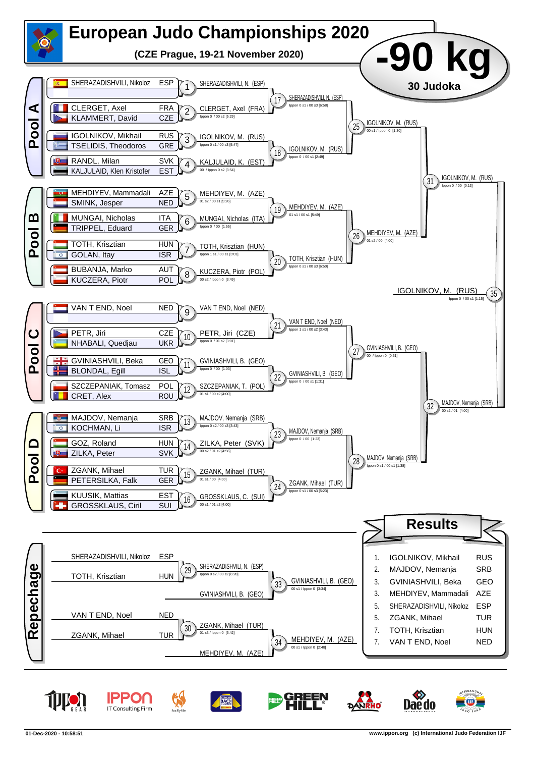# European Judo Championships 2020

**(CZE Prague, 19-21 November 2020)**

## -90 kg

**30 Judoka**

## Pool A

| Athlete | Country |
|---|---|
| SHERAZADISHVILI, Nikoloz | ESP |
| CLERGET, Axel | FRA |
| KLAMMERT, David | CZE |
| IGOLNIKOV, Mikhail | RUS |
| TSELIDIS, Theodoros | GRE |
| RANDL, Milan | SVK |
| KALJULAID, Klen Kristofer | EST |

- 1: SHERAZADISHVILI, N. (ESP)
- 2: CLERGET, Axel (FRA) — Ippon 0 / 00 s2 [5:29]
- 3: IGOLNIKOV, M. (RUS) — Ippon 0 s1 / 00 s3 [5:47]
- 4: KALJULAID, K. (EST) — 00 / Ippon 0 s2 [3:54]
- 17: SHERAZADISHVILI, N. (ESP) — Ippon 0 s1 / 00 s3 [6:58]
- 18: IGOLNIKOV, M. (RUS) — Ippon 0 / 00 s1 [2:49]
- 25: IGOLNIKOV, M. (RUS) — 00 s1 / Ippon 0 [1:30]

## Pool B

| Athlete | Country |
|---|---|
| MEHDIYEV, Mammadali | AZE |
| SMINK, Jesper | NED |
| MUNGAI, Nicholas | ITA |
| TRIPPEL, Eduard | GER |
| TOTH, Krisztian | HUN |
| GOLAN, Itay | ISR |
| BUBANJA, Marko | AUT |
| KUCZERA, Piotr | POL |

- 5: MEHDIYEV, M. (AZE) — 01 s2 / 00 s1 [5:26]
- 6: MUNGAI, Nicholas (ITA) — Ippon 0 / 00 [1:55]
- 7: TOTH, Krisztian (HUN) — Ippon 1 s1 / 00 s3 [3:01]
- 8: KUCZERA, Piotr (POL) — 00 s2 / Ippon 0 [3:49]
- 19: MEHDIYEV, M. (AZE) — 01 s1 / 00 s1 [5:49]
- 20: TOTH, Krisztian (HUN) — Ippon 0 s1 / 00 s3 [6:50]
- 26: MEHDIYEV, M. (AZE) — 01 s2 / 00 [4:00]
- 31: IGOLNIKOV, M. (RUS) — Ippon 0 / 00 [0:13]

## Pool C

| Athlete | Country |
|---|---|
| VAN T END, Noel | NED |
| PETR, Jiri | CZE |
| NHABALI, Quedjau | UKR |
| GVINIASHVILI, Beka | GEO |
| BLONDAL, Egill | ISL |
| SZCZEPANIAK, Tomasz | POL |
| CRET, Alex | ROU |

- 9: VAN T END, Noel (NED)
- 10: PETR, Jiri (CZE) — Ippon 0 / 01 s2 [3:01]
- 11: GVINIASHVILI, B. (GEO) — Ippon 0 / 00 [1:03]
- 12: SZCZEPANIAK, T. (POL) — 01 s1 / 00 s2 [4:00]
- 21: VAN T END, Noel (NED) — Ippon 1 s1 / 00 s2 [3:43]
- 22: GVINIASHVILI, B. (GEO) — Ippon 0 / 00 s1 [1:31]
- 27: GVINIASHVILI, B. (GEO) — 00 / Ippon 0 [0:31]

## Pool D

| Athlete | Country |
|---|---|
| MAJDOV, Nemanja | SRB |
| KOCHMAN, Li | ISR |
| GOZ, Roland | HUN |
| ZILKA, Peter | SVK |
| ZGANK, Mihael | TUR |
| PETERSILKA, Falk | GER |
| KUUSIK, Mattias | EST |
| GROSSKLAUS, Ciril | SUI |

- 13: MAJDOV, Nemanja (SRB) — Ippon 0 s2 / 00 s3 [3:43]
- 14: ZILKA, Peter (SVK) — 00 s2 / 01 s2 [4:56]
- 15: ZGANK, Mihael (TUR) — 01 s1 / 00 [4:00]
- 16: GROSSKLAUS, C. (SUI) — 00 s1 / 01 s2 [4:00]
- 23: MAJDOV, Nemanja (SRB) — Ippon 0 / 00 [1:23]
- 24: ZGANK, Mihael (TUR) — Ippon 0 s1 / 00 s3 [5:23]
- 28: MAJDOV, Nemanja (SRB) — Ippon 0 s1 / 00 s1 [1:38]
- 32: MAJDOV, Nemanja (SRB) — 00 s2 / 01 [4:00]

## Final

- 35: IGOLNIKOV, M. (RUS) — Ippon 0 / 00 s1 [1:15]

## Repechage

- 29: SHERAZADISHVILI, Nikoloz (ESP) vs TOTH, Krisztian (HUN) — SHERAZADISHVILI, N. (ESP) — Ippon 0 s2 / 00 s2 [6:20]
- 30: VAN T END, Noel (NED) vs ZGANK, Mihael (TUR) — ZGANK, Mihael (TUR) — 01 s3 / Ippon 0 [3:42]
- 33: SHERAZADISHVILI, N. (ESP) vs GVINIASHVILI, B. (GEO) — GVINIASHVILI, B. (GEO) — 00 s1 / Ippon 0 [3:34]
- 34: ZGANK, Mihael (TUR) vs MEHDIYEV, M. (AZE) — MEHDIYEV, M. (AZE) — 00 s1 / Ippon 0 [2:48]

## Results

| Place | Athlete | Country |
|---|---|---|
| 1. | IGOLNIKOV, Mikhail | RUS |
| 2. | MAJDOV, Nemanja | SRB |
| 3. | GVINIASHVILI, Beka | GEO |
| 3. | MEHDIYEV, Mammadali | AZE |
| 5. | SHERAZADISHVILI, Nikoloz | ESP |
| 5. | ZGANK, Mihael | TUR |
| 7. | TOTH, Krisztian | HUN |
| 7. | VAN T END, Noel | NED |

01-Dec-2020 - 10:58:51

www.ippon.org (c) International Judo Federation IJF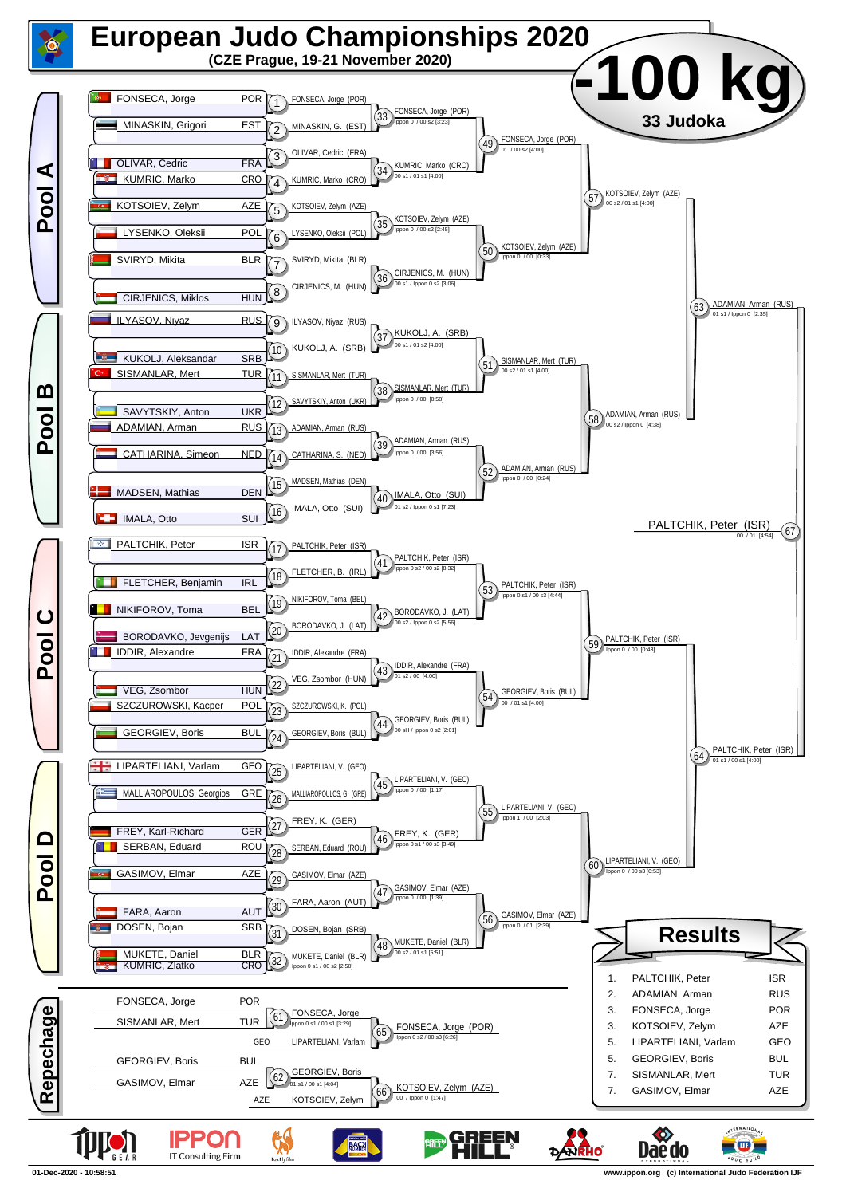# European Judo Championships 2020

**(CZE Prague, 19-21 November 2020)**

# -100 kg

**33 Judoka**

## Pool A

| Competitor | Country |
|---|---|
| FONSECA, Jorge | POR |
| MINASKIN, Grigori | EST |
| OLIVAR, Cedric | FRA |
| KUMRIC, Marko | CRO |
| KOTSOIEV, Zelym | AZE |
| LYSENKO, Oleksii | POL |
| SVIRYD, Mikita | BLR |
| CIRJENICS, Miklos | HUN |

| Match | Winner | Score |
|---|---|---|
| 1 | FONSECA, Jorge (POR) | |
| 2 | MINASKIN, G. (EST) | |
| 3 | OLIVAR, Cedric (FRA) | |
| 4 | KUMRIC, Marko (CRO) | |
| 5 | KOTSOIEV, Zelym (AZE) | |
| 6 | LYSENKO, Oleksii (POL) | |
| 7 | SVIRYD, Mikita (BLR) | |
| 8 | CIRJENICS, M. (HUN) | |
| 33 | FONSECA, Jorge (POR) | Ippon 0 / 00 s2 [3:23] |
| 34 | KUMRIC, Marko (CRO) | 00 s1 / 01 s1 [4:00] |
| 35 | KOTSOIEV, Zelym (AZE) | Ippon 0 / 00 s2 [2:45] |
| 36 | CIRJENICS, M. (HUN) | 00 s1 / Ippon 0 s2 [3:06] |
| 49 | FONSECA, Jorge (POR) | 01 / 00 s2 [4:00] |
| 50 | KOTSOIEV, Zelym (AZE) | Ippon 0 / 00 [0:33] |
| 57 | KOTSOIEV, Zelym (AZE) | 00 s2 / 01 s1 [4:00] |

## Pool B

| Competitor | Country |
|---|---|
| ILYASOV, Niyaz | RUS |
| KUKOLJ, Aleksandar | SRB |
| SISMANLAR, Mert | TUR |
| SAVYTSKIY, Anton | UKR |
| ADAMIAN, Arman | RUS |
| CATHARINA, Simeon | NED |
| MADSEN, Mathias | DEN |
| IMALA, Otto | SUI |

| Match | Winner | Score |
|---|---|---|
| 9 | ILYASOV, Niyaz (RUS) | |
| 10 | KUKOLJ, A. (SRB) | |
| 11 | SISMANLAR, Mert (TUR) | |
| 12 | SAVYTSKIY, Anton (UKR) | |
| 13 | ADAMIAN, Arman (RUS) | |
| 14 | CATHARINA, S. (NED) | |
| 15 | MADSEN, Mathias (DEN) | |
| 16 | IMALA, Otto (SUI) | |
| 37 | KUKOLJ, A. (SRB) | 00 s1 / 01 s2 [4:00] |
| 38 | SISMANLAR, Mert (TUR) | Ippon 0 / 00 [0:58] |
| 39 | ADAMIAN, Arman (RUS) | Ippon 0 / 00 [3:56] |
| 40 | IMALA, Otto (SUI) | 01 s2 / Ippon 0 s1 [7:23] |
| 51 | SISMANLAR, Mert (TUR) | 00 s2 / 01 s1 [4:00] |
| 52 | ADAMIAN, Arman (RUS) | Ippon 0 / 00 [0:24] |
| 58 | ADAMIAN, Arman (RUS) | 00 s2 / Ippon 0 [4:38] |
| 63 | ADAMIAN, Arman (RUS) | 01 s1 / Ippon 0 [2:35] |

## Pool C

| Competitor | Country |
|---|---|
| PALTCHIK, Peter | ISR |
| FLETCHER, Benjamin | IRL |
| NIKIFOROV, Toma | BEL |
| BORODAVKO, Jevgenijs | LAT |
| IDDIR, Alexandre | FRA |
| VEG, Zsombor | HUN |
| SZCZUROWSKI, Kacper | POL |
| GEORGIEV, Boris | BUL |

| Match | Winner | Score |
|---|---|---|
| 17 | PALTCHIK, Peter (ISR) | |
| 18 | FLETCHER, B. (IRL) | |
| 19 | NIKIFOROV, Toma (BEL) | |
| 20 | BORODAVKO, J. (LAT) | |
| 21 | IDDIR, Alexandre (FRA) | |
| 22 | VEG, Zsombor (HUN) | |
| 23 | SZCZUROWSKI, K. (POL) | |
| 24 | GEORGIEV, Boris (BUL) | |
| 41 | PALTCHIK, Peter (ISR) | Ippon 0 s2 / 00 s2 [8:32] |
| 42 | BORODAVKO, J. (LAT) | 00 s2 / Ippon 0 s2 [5:56] |
| 43 | IDDIR, Alexandre (FRA) | 01 s2 / 00 [4:00] |
| 44 | GEORGIEV, Boris (BUL) | 00 sH / Ippon 0 s2 [2:01] |
| 53 | PALTCHIK, Peter (ISR) | Ippon 0 s1 / 00 s3 [4:44] |
| 54 | GEORGIEV, Boris (BUL) | 00 / 01 s1 [4:00] |
| 59 | PALTCHIK, Peter (ISR) | Ippon 0 / 00 [0:43] |

## Pool D

| Competitor | Country |
|---|---|
| LIPARTELIANI, Varlam | GEO |
| MALLIAROPOULOS, Georgios | GRE |
| FREY, Karl-Richard | GER |
| SERBAN, Eduard | ROU |
| GASIMOV, Elmar | AZE |
| FARA, Aaron | AUT |
| DOSEN, Bojan | SRB |
| MUKETE, Daniel | BLR |
| KUMRIC, Zlatko | CRO |

| Match | Winner | Score |
|---|---|---|
| 25 | LIPARTELIANI, V. (GEO) | |
| 26 | MALLIAROPOULOS, G. (GRE) | |
| 27 | FREY, K. (GER) | |
| 28 | SERBAN, Eduard (ROU) | |
| 29 | GASIMOV, Elmar (AZE) | |
| 30 | FARA, Aaron (AUT) | |
| 31 | DOSEN, Bojan (SRB) | |
| 32 | MUKETE, Daniel (BLR) | Ippon 0 s1 / 00 s2 [2:50] |
| 45 | LIPARTELIANI, V. (GEO) | Ippon 0 / 00 [1:17] |
| 46 | FREY, K. (GER) | Ippon 0 s1 / 00 s3 [3:49] |
| 47 | GASIMOV, Elmar (AZE) | Ippon 0 / 00 [1:39] |
| 48 | MUKETE, Daniel (BLR) | 00 s2 / 01 s1 [5:51] |
| 55 | LIPARTELIANI, V. (GEO) | Ippon 1 / 00 [2:03] |
| 56 | GASIMOV, Elmar (AZE) | Ippon 0 / 01 [2:39] |
| 60 | LIPARTELIANI, V. (GEO) | Ippon 0 / 00 s3 [6:53] |
| 64 | PALTCHIK, Peter (ISR) | 01 s1 / 00 s1 [4:00] |

## Final

| Match | Winner | Score |
|---|---|---|
| 67 | PALTCHIK, Peter (ISR) | 00 / 01 [4:54] |

## Repechage

| Match | Competitors | Winner | Score |
|---|---|---|---|
| 61 | SISMANLAR, Mert (TUR) | FONSECA, Jorge | Ippon 0 s1 / 00 s1 [3:29] |
| 62 | GEORGIEV, Boris (BUL) – GASIMOV, Elmar (AZE) | GEORGIEV, Boris | 01 s1 / 00 s1 [4:04] |
| 65 | FONSECA, Jorge (POR) – LIPARTELIANI, Varlam (GEO) | FONSECA, Jorge (POR) | Ippon 0 s2 / 00 s3 [6:26] |
| 66 | GEORGIEV, Boris – KOTSOIEV, Zelym (AZE) | KOTSOIEV, Zelym (AZE) | 00 / Ippon 0 [1:47] |

## Results

| Place | Name | Country |
|---|---|---|
| 1. | PALTCHIK, Peter | ISR |
| 2. | ADAMIAN, Arman | RUS |
| 3. | FONSECA, Jorge | POR |
| 3. | KOTSOIEV, Zelym | AZE |
| 5. | LIPARTELIANI, Varlam | GEO |
| 5. | GEORGIEV, Boris | BUL |
| 7. | SISMANLAR, Mert | TUR |
| 7. | GASIMOV, Elmar | AZE |

01-Dec-2020 - 10:58:51

www.ippon.org (c) International Judo Federation IJF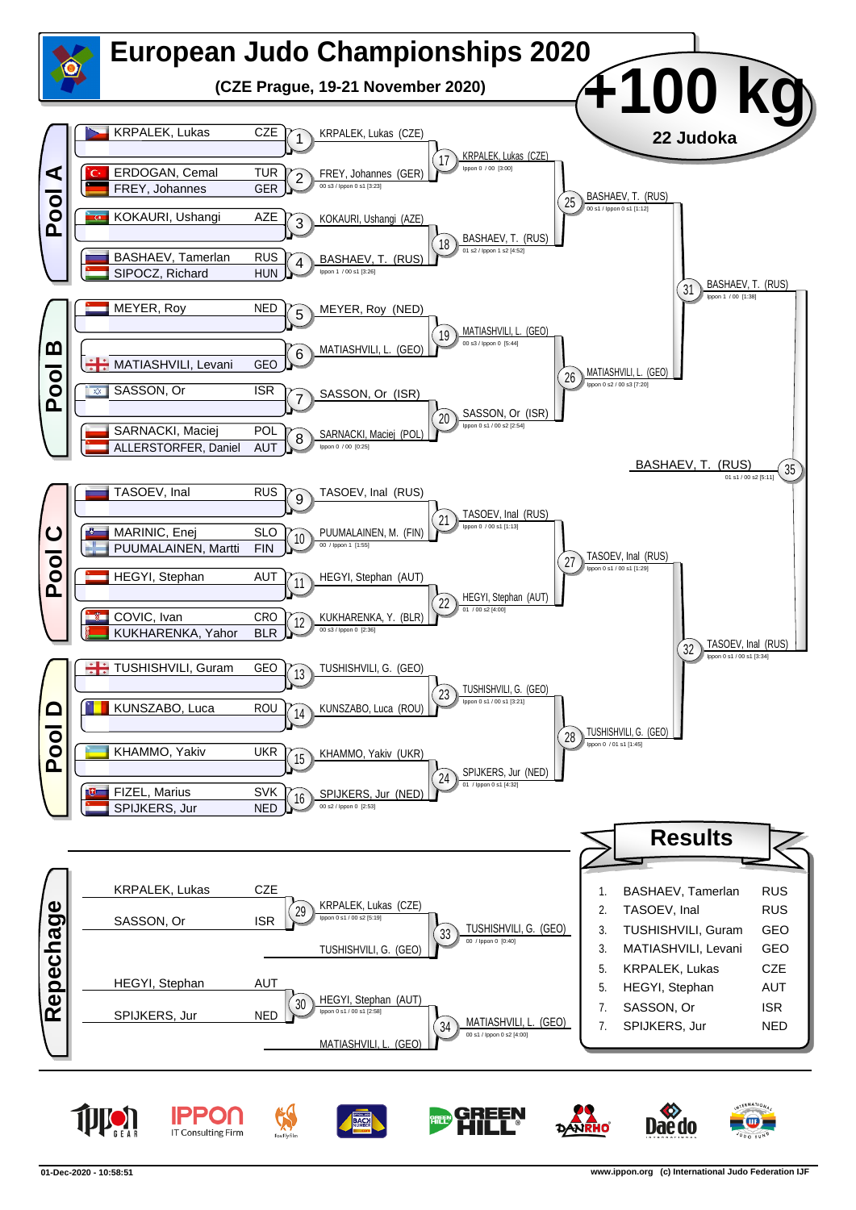# European Judo Championships 2020

**(CZE Prague, 19-21 November 2020)**

## +100 kg

**22 Judoka**

## Pool A

| Athlete | Nation |
|---|---|
| KRPALEK, Lukas | CZE |
| ERDOGAN, Cemal | TUR |
| FREY, Johannes | GER |
| KOKAURI, Ushangi | AZE |
| BASHAEV, Tamerlan | RUS |
| SIPOCZ, Richard | HUN |

- 1: KRPALEK, Lukas (CZE)
- 2: FREY, Johannes (GER) — 00 s3 / Ippon 0 s1 [3:23]
- 3: KOKAURI, Ushangi (AZE)
- 4: BASHAEV, T. (RUS) — Ippon 1 / 00 s1 [3:26]
- 17: KRPALEK, Lukas (CZE) — Ippon 0 / 00 [3:00]
- 18: BASHAEV, T. (RUS) — 01 s2 / Ippon 1 s2 [4:52]
- 25: BASHAEV, T. (RUS) — 00 s1 / Ippon 0 s1 [1:12]

## Pool B

| Athlete | Nation |
|---|---|
| MEYER, Roy | NED |
| MATIASHVILI, Levani | GEO |
| SASSON, Or | ISR |
| SARNACKI, Maciej | POL |
| ALLERSTORFER, Daniel | AUT |

- 5: MEYER, Roy (NED)
- 6: MATIASHVILI, L. (GEO)
- 7: SASSON, Or (ISR)
- 8: SARNACKI, Maciej (POL) — Ippon 0 / 00 [0:25]
- 19: MATIASHVILI, L. (GEO) — 00 s3 / Ippon 0 [5:44]
- 20: SASSON, Or (ISR) — Ippon 0 s1 / 00 s2 [2:54]
- 26: MATIASHVILI, L. (GEO) — Ippon 0 s2 / 00 s3 [7:20]

- 31: BASHAEV, T. (RUS) — Ippon 1 / 00 [1:38]

## Final

- 35: BASHAEV, T. (RUS) — 01 s1 / 00 s2 [5:11]

## Pool C

| Athlete | Nation |
|---|---|
| TASOEV, Inal | RUS |
| MARINIC, Enej | SLO |
| PUUMALAINEN, Martti | FIN |
| HEGYI, Stephan | AUT |
| COVIC, Ivan | CRO |
| KUKHARENKA, Yahor | BLR |

- 9: TASOEV, Inal (RUS)
- 10: PUUMALAINEN, M. (FIN) — 00 / Ippon 1 [1:55]
- 11: HEGYI, Stephan (AUT)
- 12: KUKHARENKA, Y. (BLR) — 00 s3 / Ippon 0 [2:36]
- 21: TASOEV, Inal (RUS) — Ippon 0 / 00 s1 [1:13]
- 22: HEGYI, Stephan (AUT) — 01 / 00 s2 [4:00]
- 27: TASOEV, Inal (RUS) — Ippon 0 s1 / 00 s1 [1:29]

## Pool D

| Athlete | Nation |
|---|---|
| TUSHISHVILI, Guram | GEO |
| KUNSZABO, Luca | ROU |
| KHAMMO, Yakiv | UKR |
| FIZEL, Marius | SVK |
| SPIJKERS, Jur | NED |

- 13: TUSHISHVILI, G. (GEO)
- 14: KUNSZABO, Luca (ROU)
- 15: KHAMMO, Yakiv (UKR)
- 16: SPIJKERS, Jur (NED) — 00 s2 / Ippon 0 [2:53]
- 23: TUSHISHVILI, G. (GEO) — Ippon 0 s1 / 00 s1 [3:21]
- 24: SPIJKERS, Jur (NED) — 01 / Ippon 0 s1 [4:32]
- 28: TUSHISHVILI, G. (GEO) — Ippon 0 / 01 s1 [1:45]

- 32: TASOEV, Inal (RUS) — Ippon 0 s1 / 00 s1 [3:34]

## Repechage

| Athlete | Nation |
|---|---|
| KRPALEK, Lukas | CZE |
| SASSON, Or | ISR |
| HEGYI, Stephan | AUT |
| SPIJKERS, Jur | NED |

- 29: KRPALEK, Lukas (CZE) — Ippon 0 s1 / 00 s2 [5:19]
- 33: TUSHISHVILI, G. (GEO) — 00 / Ippon 0 [0:40] (vs TUSHISHVILI, G. (GEO))
- 30: HEGYI, Stephan (AUT) — Ippon 0 s1 / 00 s1 [2:58]
- 34: MATIASHVILI, L. (GEO) — 00 s1 / Ippon 0 s2 [4:00] (vs MATIASHVILI, L. (GEO))

## Results

| Place | Athlete | Nation |
|---|---|---|
| 1. | BASHAEV, Tamerlan | RUS |
| 2. | TASOEV, Inal | RUS |
| 3. | TUSHISHVILI, Guram | GEO |
| 3. | MATIASHVILI, Levani | GEO |
| 5. | KRPALEK, Lukas | CZE |
| 5. | HEGYI, Stephan | AUT |
| 7. | SASSON, Or | ISR |
| 7. | SPIJKERS, Jur | NED |

01-Dec-2020 - 10:58:51

www.ippon.org (c) International Judo Federation IJF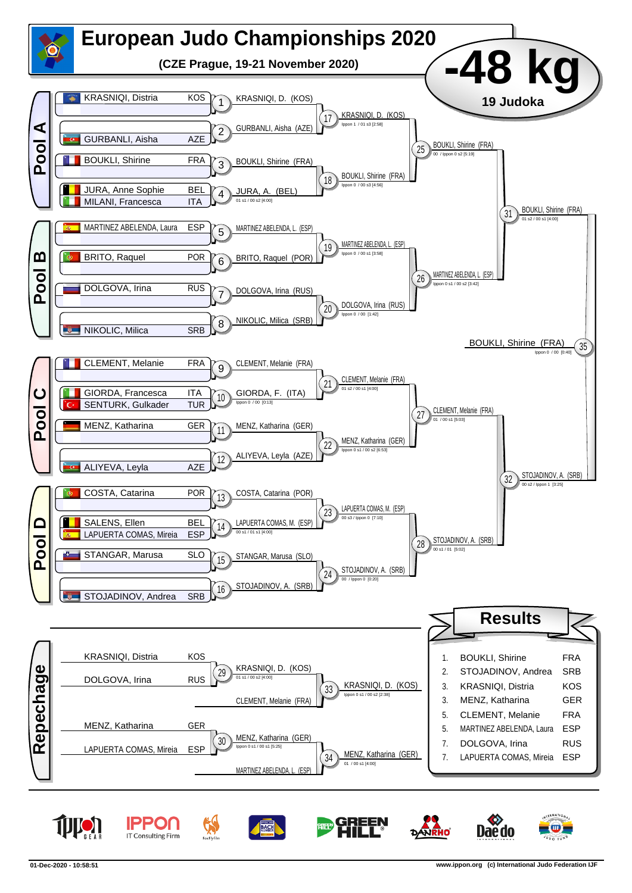# European Judo Championships 2020

**(CZE Prague, 19-21 November 2020)**

## -48 kg

**19 Judoka**

### Pool A

| Athlete | Nation | Contest | Winner | Score |
|---|---|---|---|---|
| KRASNIQI, Distria | KOS | 1 | KRASNIQI, D. (KOS) | |
| GURBANLI, Aisha | AZE | 2 | GURBANLI, Aisha (AZE) | |
| BOUKLI, Shirine | FRA | 3 | BOUKLI, Shirine (FRA) | |
| JURA, Anne Sophie / MILANI, Francesca | BEL / ITA | 4 | JURA, A. (BEL) | 01 s1 / 00 s2 [4:00] |
| | | 17 | KRASNIQI, D. (KOS) | Ippon 1 / 01 s3 [2:58] |
| | | 18 | BOUKLI, Shirine (FRA) | Ippon 0 / 00 s3 [4:56] |
| | | 25 | BOUKLI, Shirine (FRA) | 00 / Ippon 0 s2 [5:19] |

### Pool B

| Athlete | Nation | Contest | Winner | Score |
|---|---|---|---|---|
| MARTINEZ ABELENDA, Laura | ESP | 5 | MARTINEZ ABELENDA, L. (ESP) | |
| BRITO, Raquel | POR | 6 | BRITO, Raquel (POR) | |
| DOLGOVA, Irina | RUS | 7 | DOLGOVA, Irina (RUS) | |
| NIKOLIC, Milica | SRB | 8 | NIKOLIC, Milica (SRB) | |
| | | 19 | MARTINEZ ABELENDA, L. (ESP) | Ippon 0 / 00 s1 [3:58] |
| | | 20 | DOLGOVA, Irina (RUS) | Ippon 0 / 00 [1:42] |
| | | 26 | MARTINEZ ABELENDA, L. (ESP) | Ippon 0 s1 / 00 s2 [3:42] |
| | | 31 | BOUKLI, Shirine (FRA) | 01 s2 / 00 s1 [4:00] |

### Pool C

| Athlete | Nation | Contest | Winner | Score |
|---|---|---|---|---|
| CLEMENT, Melanie | FRA | 9 | CLEMENT, Melanie (FRA) | |
| GIORDA, Francesca / SENTURK, Gulkader | ITA / TUR | 10 | GIORDA, F. (ITA) | Ippon 0 / 00 [0:13] |
| MENZ, Katharina | GER | 11 | MENZ, Katharina (GER) | |
| ALIYEVA, Leyla | AZE | 12 | ALIYEVA, Leyla (AZE) | |
| | | 21 | CLEMENT, Melanie (FRA) | 01 s2 / 00 s1 [4:00] |
| | | 22 | MENZ, Katharina (GER) | Ippon 0 s1 / 00 s2 [6:53] |
| | | 27 | CLEMENT, Melanie (FRA) | 01 / 00 s1 [5:03] |

### Pool D

| Athlete | Nation | Contest | Winner | Score |
|---|---|---|---|---|
| COSTA, Catarina | POR | 13 | COSTA, Catarina (POR) | |
| SALENS, Ellen / LAPUERTA COMAS, Mireia | BEL / ESP | 14 | LAPUERTA COMAS, M. (ESP) | 00 s1 / 01 s1 [4:00] |
| STANGAR, Marusa | SLO | 15 | STANGAR, Marusa (SLO) | |
| STOJADINOV, Andrea | SRB | 16 | STOJADINOV, A. (SRB) | |
| | | 23 | LAPUERTA COMAS, M. (ESP) | 00 s3 / Ippon 0 [7:10] |
| | | 24 | STOJADINOV, A. (SRB) | 00 / Ippon 0 [0:20] |
| | | 28 | STOJADINOV, A. (SRB) | 00 s1 / 01 [5:02] |
| | | 32 | STOJADINOV, A. (SRB) | 00 s2 / Ippon 1 [3:25] |

### Final

| Contest | Winner | Score |
|---|---|---|
| 35 | BOUKLI, Shirine (FRA) | Ippon 0 / 00 [0:40] |

### Repechage

| Athlete | Nation | Contest | Winner | Score |
|---|---|---|---|---|
| KRASNIQI, Distria vs DOLGOVA, Irina | KOS / RUS | 29 | KRASNIQI, D. (KOS) | 01 s1 / 00 s2 [4:00] |
| KRASNIQI, D. (KOS) vs CLEMENT, Melanie (FRA) | | 33 | KRASNIQI, D. (KOS) | Ippon 0 s1 / 00 s2 [2:38] |
| MENZ, Katharina vs LAPUERTA COMAS, Mireia | GER / ESP | 30 | MENZ, Katharina (GER) | Ippon 0 s1 / 00 s1 [5:25] |
| MENZ, Katharina (GER) vs MARTINEZ ABELENDA, L. (ESP) | | 34 | MENZ, Katharina (GER) | 01 / 00 s1 [4:00] |

### Results

| Place | Name | Nation |
|---|---|---|
| 1. | BOUKLI, Shirine | FRA |
| 2. | STOJADINOV, Andrea | SRB |
| 3. | KRASNIQI, Distria | KOS |
| 3. | MENZ, Katharina | GER |
| 5. | CLEMENT, Melanie | FRA |
| 5. | MARTINEZ ABELENDA, Laura | ESP |
| 7. | DOLGOVA, Irina | RUS |
| 7. | LAPUERTA COMAS, Mireia | ESP |

01-Dec-2020 - 10:58:51

www.ippon.org (c) International Judo Federation IJF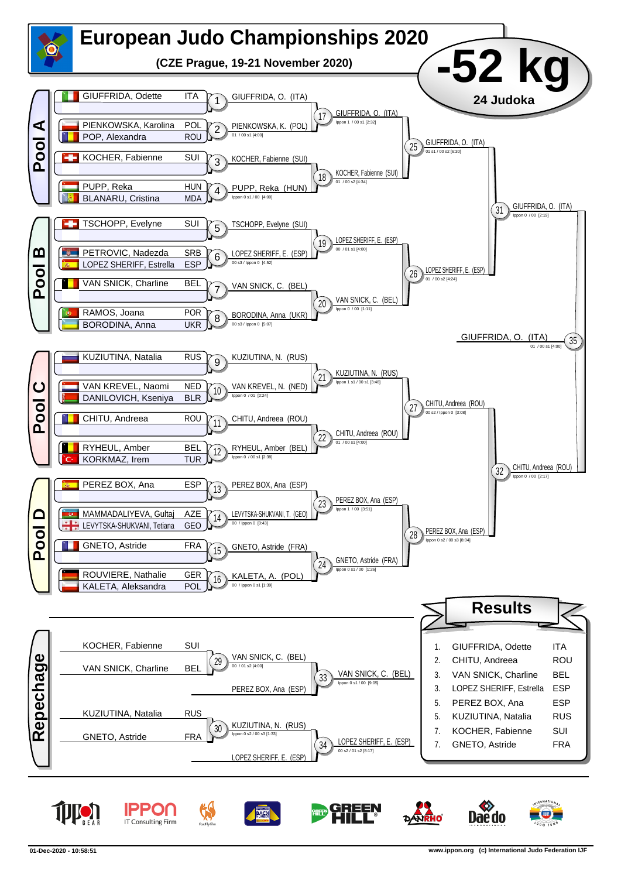# European Judo Championships 2020

**(CZE Prague, 19-21 November 2020)**

## -52 kg

**24 Judoka**

## Pool A

| Athlete | Nation | Match | Winner | Score |
|---|---|---|---|---|
| GIUFFRIDA, Odette | ITA | 1 | GIUFFRIDA, O. (ITA) | |
| PIENKOWSKA, Karolina / POP, Alexandra | POL / ROU | 2 | PIENKOWSKA, K. (POL) | 01 / 00 s1 [4:00] |
| KOCHER, Fabienne | SUI | 3 | KOCHER, Fabienne (SUI) | |
| PUPP, Reka / BLANARU, Cristina | HUN / MDA | 4 | PUPP, Reka (HUN) | Ippon 0 s1 / 00 [4:00] |

- 17: GIUFFRIDA, O. (ITA) — Ippon 1 / 00 s1 [2:32]
- 18: KOCHER, Fabienne (SUI) — 01 / 00 s2 [4:34]
- 25: GIUFFRIDA, O. (ITA) — 01 s1 / 00 s2 [6:30]

## Pool B

| Athlete | Nation | Match | Winner | Score |
|---|---|---|---|---|
| TSCHOPP, Evelyne | SUI | 5 | TSCHOPP, Evelyne (SUI) | |
| PETROVIC, Nadezda / LOPEZ SHERIFF, Estrella | SRB / ESP | 6 | LOPEZ SHERIFF, E. (ESP) | 00 s3 / Ippon 0 [4:52] |
| VAN SNICK, Charline | BEL | 7 | VAN SNICK, C. (BEL) | |
| RAMOS, Joana / BORODINA, Anna | POR / UKR | 8 | BORODINA, Anna (UKR) | 00 s3 / Ippon 0 [5:07] |

- 19: LOPEZ SHERIFF, E. (ESP) — 00 / 01 s1 [4:00]
- 20: VAN SNICK, C. (BEL) — Ippon 0 / 00 [1:11]
- 26: LOPEZ SHERIFF, E. (ESP) — 01 / 00 s2 [4:24]
- 31: GIUFFRIDA, O. (ITA) — Ippon 0 / 00 [2:19]

## Pool C

| Athlete | Nation | Match | Winner | Score |
|---|---|---|---|---|
| KUZIUTINA, Natalia | RUS | 9 | KUZIUTINA, N. (RUS) | |
| VAN KREVEL, Naomi / DANILOVICH, Kseniya | NED / BLR | 10 | VAN KREVEL, N. (NED) | Ippon 0 / 01 [2:24] |
| CHITU, Andreea | ROU | 11 | CHITU, Andreea (ROU) | |
| RYHEUL, Amber / KORKMAZ, Irem | BEL / TUR | 12 | RYHEUL, Amber (BEL) | Ippon 0 / 00 s1 [2:38] |

- 21: KUZIUTINA, N. (RUS) — Ippon 1 s1 / 00 s1 [3:48]
- 22: CHITU, Andreea (ROU) — 01 / 00 s1 [4:00]
- 27: CHITU, Andreea (ROU) — 00 s2 / Ippon 0 [3:08]

## Pool D

| Athlete | Nation | Match | Winner | Score |
|---|---|---|---|---|
| PEREZ BOX, Ana | ESP | 13 | PEREZ BOX, Ana (ESP) | |
| MAMMADALIYEVA, Gultaj / LEVYTSKA-SHUKVANI, Tetiana | AZE / GEO | 14 | LEVYTSKA-SHUKVANI, T. (GEO) | 00 / Ippon 0 [0:43] |
| GNETO, Astride | FRA | 15 | GNETO, Astride (FRA) | |
| ROUVIERE, Nathalie / KALETA, Aleksandra | GER / POL | 16 | KALETA, A. (POL) | 00 / Ippon 0 s1 [1:39] |

- 23: PEREZ BOX, Ana (ESP) — Ippon 1 / 00 [3:51]
- 24: GNETO, Astride (FRA) — Ippon 0 s1 / 00 [1:26]
- 28: PEREZ BOX, Ana (ESP) — Ippon 0 s2 / 00 s3 [8:04]
- 32: CHITU, Andreea (ROU) — Ippon 0 / 00 [2:17]

**Final (35):** GIUFFRIDA, O. (ITA) — 01 / 00 s1 [4:00]

## Repechage

- 29: KOCHER, Fabienne (SUI) vs VAN SNICK, Charline (BEL) — VAN SNICK, C. (BEL) — 00 / 01 s2 [4:00]
- 33: VAN SNICK, C. (BEL) vs PEREZ BOX, Ana (ESP) — VAN SNICK, C. (BEL) — Ippon 0 s1 / 00 [9:05]
- 30: KUZIUTINA, Natalia (RUS) vs GNETO, Astride (FRA) — KUZIUTINA, N. (RUS) — Ippon 0 s2 / 00 s3 [1:33]
- 34: KUZIUTINA, N. (RUS) vs LOPEZ SHERIFF, E. (ESP) — LOPEZ SHERIFF, E. (ESP) — 00 s2 / 01 s2 [8:17]

## Results

| Rank | Name | Nation |
|---|---|---|
| 1. | GIUFFRIDA, Odette | ITA |
| 2. | CHITU, Andreea | ROU |
| 3. | VAN SNICK, Charline | BEL |
| 3. | LOPEZ SHERIFF, Estrella | ESP |
| 5. | PEREZ BOX, Ana | ESP |
| 5. | KUZIUTINA, Natalia | RUS |
| 7. | KOCHER, Fabienne | SUI |
| 7. | GNETO, Astride | FRA |

01-Dec-2020 - 10:58:51 www.ippon.org (c) International Judo Federation IJF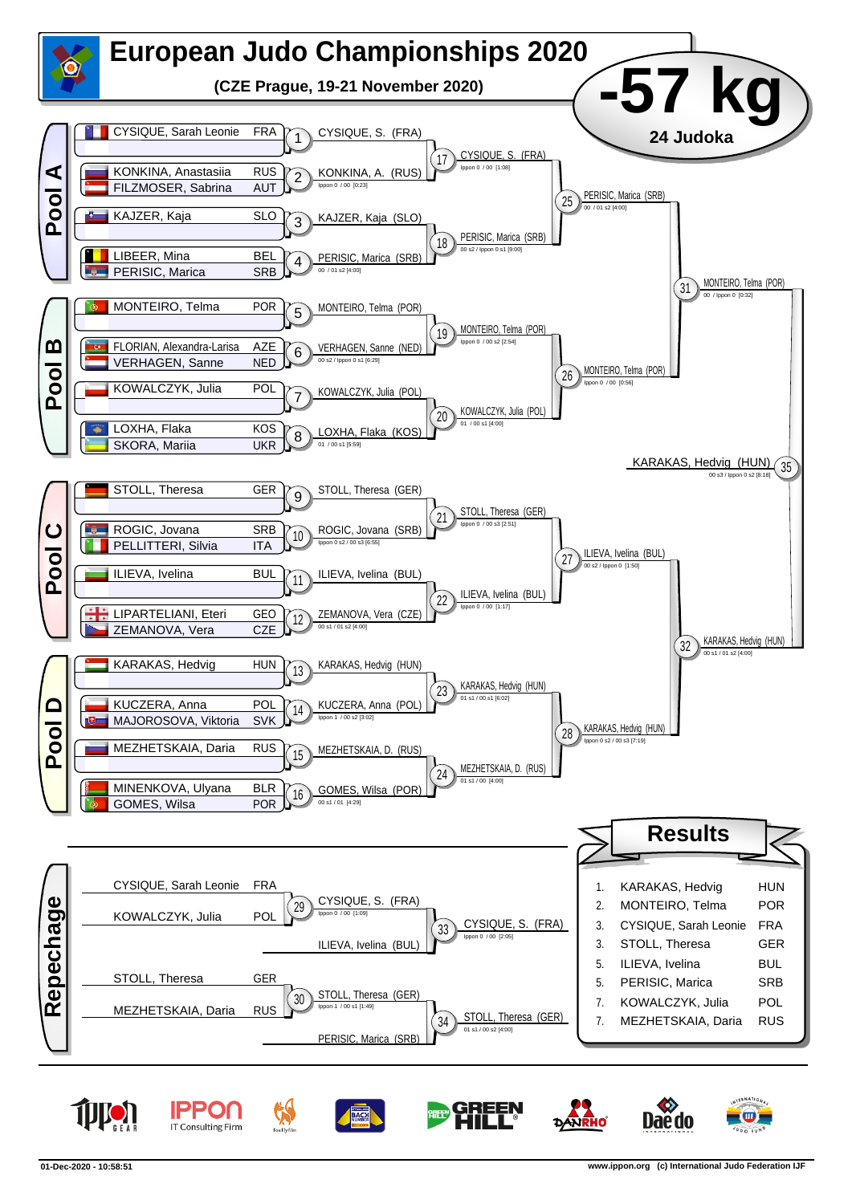# European Judo Championships 2020

**(CZE Prague, 19-21 November 2020)**

## -57 kg

**24 Judoka**

## Pool A

| Athlete | Nation |
|---|---|
| CYSIQUE, Sarah Leonie | FRA |
| KONKINA, Anastasiia | RUS |
| FILZMOSER, Sabrina | AUT |
| KAJZER, Kaja | SLO |
| LIBEER, Mina | BEL |
| PERISIC, Marica | SRB |

- 1: CYSIQUE, S. (FRA)
- 2: KONKINA, A. (RUS) — Ippon 0 / 00 [0:23]
- 3: KAJZER, Kaja (SLO)
- 4: PERISIC, Marica (SRB) — 00 / 01 s2 [4:00]
- 17: CYSIQUE, S. (FRA) — Ippon 0 / 00 [1:08]
- 18: PERISIC, Marica (SRB) — 00 s2 / Ippon 0 s1 [9:00]
- 25: PERISIC, Marica (SRB) — 00 / 01 s2 [4:00]

## Pool B

| Athlete | Nation |
|---|---|
| MONTEIRO, Telma | POR |
| FLORIAN, Alexandra-Larisa | AZE |
| VERHAGEN, Sanne | NED |
| KOWALCZYK, Julia | POL |
| LOXHA, Flaka | KOS |
| SKORA, Mariia | UKR |

- 5: MONTEIRO, Telma (POR)
- 6: VERHAGEN, Sanne (NED) — 00 s2 / Ippon 0 s1 [6:29]
- 7: KOWALCZYK, Julia (POL)
- 8: LOXHA, Flaka (KOS) — 01 / 00 s1 [5:59]
- 19: MONTEIRO, Telma (POR) — Ippon 0 / 00 s2 [2:54]
- 20: KOWALCZYK, Julia (POL) — 01 / 00 s1 [4:00]
- 26: MONTEIRO, Telma (POR) — Ippon 0 / 00 [0:56]
- 31: MONTEIRO, Telma (POR) — 00 / Ippon 0 [0:32]

## Final

- 35: KARAKAS, Hedvig (HUN) — 00 s3 / Ippon 0 s2 [8:18]

## Pool C

| Athlete | Nation |
|---|---|
| STOLL, Theresa | GER |
| ROGIC, Jovana | SRB |
| PELLITTERI, Silvia | ITA |
| ILIEVA, Ivelina | BUL |
| LIPARTELIANI, Eteri | GEO |
| ZEMANOVA, Vera | CZE |

- 9: STOLL, Theresa (GER)
- 10: ROGIC, Jovana (SRB) — Ippon 0 s2 / 00 s3 [6:55]
- 11: ILIEVA, Ivelina (BUL)
- 12: ZEMANOVA, Vera (CZE) — 00 s1 / 01 s2 [4:00]
- 21: STOLL, Theresa (GER) — Ippon 0 / 00 s3 [2:51]
- 22: ILIEVA, Ivelina (BUL) — Ippon 0 / 00 [1:17]
- 27: ILIEVA, Ivelina (BUL) — 00 s2 / Ippon 0 [1:50]

## Pool D

| Athlete | Nation |
|---|---|
| KARAKAS, Hedvig | HUN |
| KUCZERA, Anna | POL |
| MAJOROSOVA, Viktoria | SVK |
| MEZHETSKAIA, Daria | RUS |
| MINENKOVA, Ulyana | BLR |
| GOMES, Wilsa | POR |

- 13: KARAKAS, Hedvig (HUN)
- 14: KUCZERA, Anna (POL) — Ippon 1 / 00 s2 [3:02]
- 15: MEZHETSKAIA, D. (RUS)
- 16: GOMES, Wilsa (POR) — 00 s1 / 01 [4:29]
- 23: KARAKAS, Hedvig (HUN) — 01 s1 / 00 s1 [6:02]
- 24: MEZHETSKAIA, D. (RUS) — 01 s1 / 00 [4:00]
- 28: KARAKAS, Hedvig (HUN) — Ippon 0 s2 / 00 s3 [7:19]
- 32: KARAKAS, Hedvig (HUN) — 00 s1 / 01 s2 [4:00]

## Repechage

| Athlete | Nation |
|---|---|
| CYSIQUE, Sarah Leonie | FRA |
| KOWALCZYK, Julia | POL |
| STOLL, Theresa | GER |
| MEZHETSKAIA, Daria | RUS |

- 29: CYSIQUE, S. (FRA) — Ippon 0 / 00 [1:09]
- 33: CYSIQUE, S. (FRA) vs ILIEVA, Ivelina (BUL) — Ippon 0 / 00 [2:05]
- 30: STOLL, Theresa (GER) — Ippon 1 / 00 s1 [1:49]
- 34: STOLL, Theresa (GER) vs PERISIC, Marica (SRB) — 01 s1 / 00 s2 [4:00]

## Results

| Place | Athlete | Nation |
|---|---|---|
| 1. | KARAKAS, Hedvig | HUN |
| 2. | MONTEIRO, Telma | POR |
| 3. | CYSIQUE, Sarah Leonie | FRA |
| 3. | STOLL, Theresa | GER |
| 5. | ILIEVA, Ivelina | BUL |
| 5. | PERISIC, Marica | SRB |
| 7. | KOWALCZYK, Julia | POL |
| 7. | MEZHETSKAIA, Daria | RUS |

01-Dec-2020 - 10:58:51 — www.ippon.org (c) International Judo Federation IJF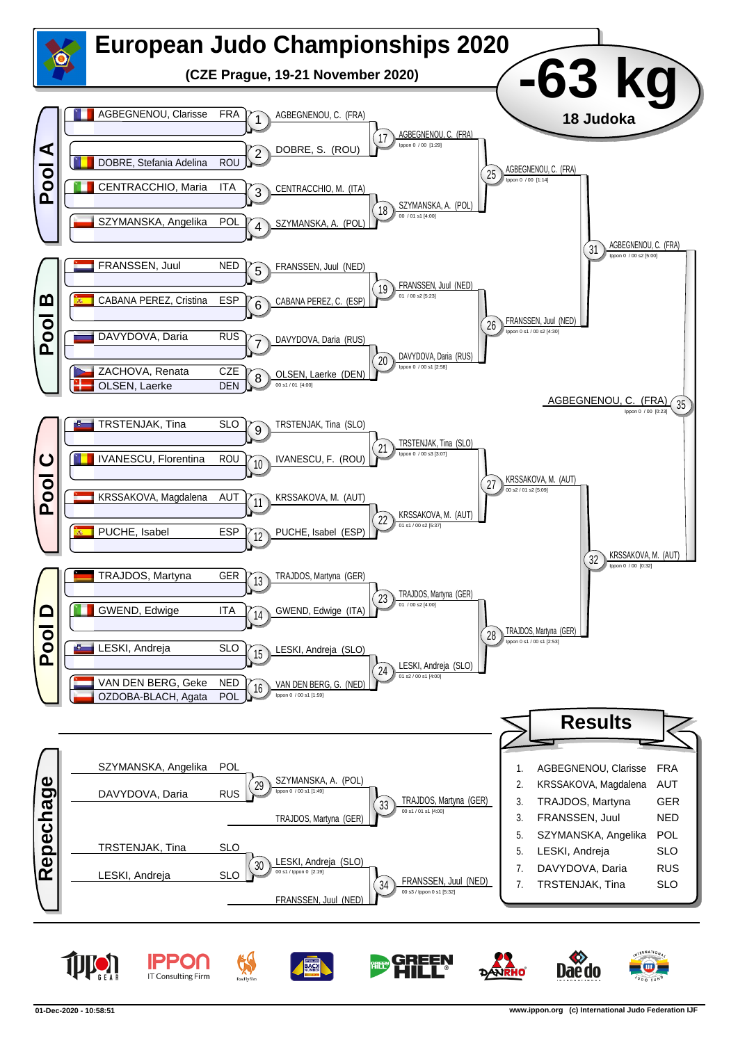# European Judo Championships 2020

**(CZE Prague, 19-21 November 2020)**

## -63 kg

**18 Judoka**

## Pool A

| Athlete | Nation |
|---|---|
| AGBEGNENOU, Clarisse | FRA |
| DOBRE, Stefania Adelina | ROU |
| CENTRACCHIO, Maria | ITA |
| SZYMANSKA, Angelika | POL |

- 1: AGBEGNENOU, C. (FRA)
- 2: DOBRE, S. (ROU)
- 3: CENTRACCHIO, M. (ITA)
- 4: SZYMANSKA, A. (POL)
- 17: AGBEGNENOU, C. (FRA) — Ippon 0 / 00 [1:29]
- 18: SZYMANSKA, A. (POL) — 00 / 01 s1 [4:00]
- 25: AGBEGNENOU, C. (FRA) — Ippon 0 / 00 [1:14]

## Pool B

| Athlete | Nation |
|---|---|
| FRANSSEN, Juul | NED |
| CABANA PEREZ, Cristina | ESP |
| DAVYDOVA, Daria | RUS |
| ZACHOVA, Renata | CZE |
| OLSEN, Laerke | DEN |

- 5: FRANSSEN, Juul (NED)
- 6: CABANA PEREZ, C. (ESP)
- 7: DAVYDOVA, Daria (RUS)
- 8: OLSEN, Laerke (DEN) — 00 s1 / 01 [4:00]
- 19: FRANSSEN, Juul (NED) — 01 / 00 s2 [5:23]
- 20: DAVYDOVA, Daria (RUS) — Ippon 0 / 00 s1 [2:58]
- 26: FRANSSEN, Juul (NED) — Ippon 0 s1 / 00 s2 [4:30]
- 31: AGBEGNENOU, C. (FRA) — Ippon 0 / 00 s2 [5:00]

## Pool C

| Athlete | Nation |
|---|---|
| TRSTENJAK, Tina | SLO |
| IVANESCU, Florentina | ROU |
| KRSSAKOVA, Magdalena | AUT |
| PUCHE, Isabel | ESP |

- 9: TRSTENJAK, Tina (SLO)
- 10: IVANESCU, F. (ROU)
- 11: KRSSAKOVA, M. (AUT)
- 12: PUCHE, Isabel (ESP)
- 21: TRSTENJAK, Tina (SLO) — Ippon 0 / 00 s3 [3:07]
- 22: KRSSAKOVA, M. (AUT) — 01 s1 / 00 s2 [5:37]
- 27: KRSSAKOVA, M. (AUT) — 00 s2 / 01 s2 [5:09]

## Pool D

| Athlete | Nation |
|---|---|
| TRAJDOS, Martyna | GER |
| GWEND, Edwige | ITA |
| LESKI, Andreja | SLO |
| VAN DEN BERG, Geke | NED |
| OZDOBA-BLACH, Agata | POL |

- 13: TRAJDOS, Martyna (GER)
- 14: GWEND, Edwige (ITA)
- 15: LESKI, Andreja (SLO)
- 16: VAN DEN BERG, G. (NED) — Ippon 0 / 00 s1 [1:59]
- 23: TRAJDOS, Martyna (GER) — 01 / 00 s2 [4:00]
- 24: LESKI, Andreja (SLO) — 01 s2 / 00 s1 [4:00]
- 28: TRAJDOS, Martyna (GER) — Ippon 0 s1 / 00 s1 [2:53]
- 32: KRSSAKOVA, M. (AUT) — Ippon 0 / 00 [0:32]

## Final

- 35: AGBEGNENOU, C. (FRA) — Ippon 0 / 00 [0:23]

## Repechage

| Athlete | Nation |
|---|---|
| SZYMANSKA, Angelika | POL |
| DAVYDOVA, Daria | RUS |
| TRSTENJAK, Tina | SLO |
| LESKI, Andreja | SLO |

- 29: SZYMANSKA, A. (POL) — Ippon 0 / 00 s1 [1:49]
- 33: TRAJDOS, Martyna (GER) vs SZYMANSKA, A. (POL) → TRAJDOS, Martyna (GER) — 00 s1 / 01 s1 [4:00]
- 30: LESKI, Andreja (SLO) — 00 s1 / Ippon 0 [2:19]
- 34: FRANSSEN, Juul (NED) vs LESKI, Andreja (SLO) → FRANSSEN, Juul (NED) — 00 s3 / Ippon 0 s1 [5:32]

## Results

| Rank | Athlete | Nation |
|---|---|---|
| 1. | AGBEGNENOU, Clarisse | FRA |
| 2. | KRSSAKOVA, Magdalena | AUT |
| 3. | TRAJDOS, Martyna | GER |
| 3. | FRANSSEN, Juul | NED |
| 5. | SZYMANSKA, Angelika | POL |
| 5. | LESKI, Andreja | SLO |
| 7. | DAVYDOVA, Daria | RUS |
| 7. | TRSTENJAK, Tina | SLO |

01-Dec-2020 - 10:58:51

www.ippon.org (c) International Judo Federation IJF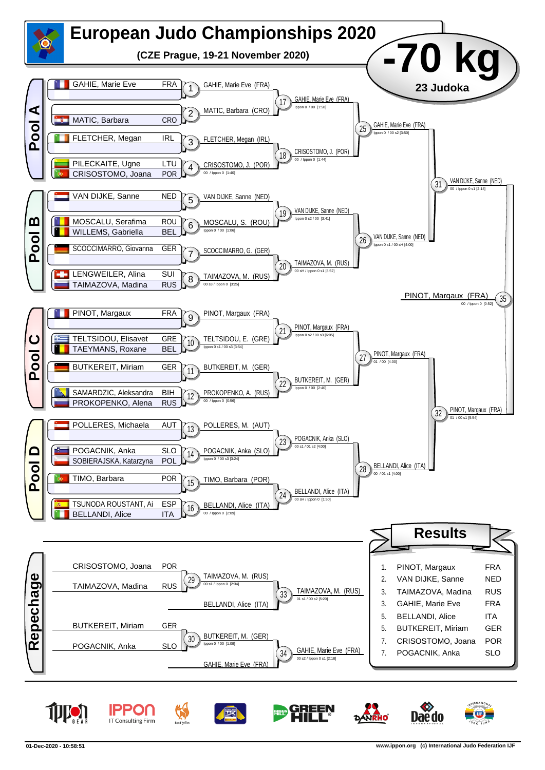# European Judo Championships 2020

**(CZE Prague, 19-21 November 2020)**

# -70 kg

**23 Judoka**

## Pool A

| Athlete | Nation |
|---|---|
| GAHIE, Marie Eve | FRA |
| MATIC, Barbara | CRO |
| FLETCHER, Megan | IRL |
| PILECKAITE, Ugne | LTU |
| CRISOSTOMO, Joana | POR |

- 1: GAHIE, Marie Eve (FRA)
- 2: MATIC, Barbara (CRO)
- 3: FLETCHER, Megan (IRL)
- 4: CRISOSTOMO, J. (POR) — 00 / Ippon 0 [1:40]
- 17: GAHIE, Marie Eve (FRA) — Ippon 0 / 00 [1:58]
- 18: CRISOSTOMO, J. (POR) — 00 / Ippon 0 [1:44]
- 25: GAHIE, Marie Eve (FRA) — Ippon 0 / 00 s2 [3:50]

## Pool B

| Athlete | Nation |
|---|---|
| VAN DIJKE, Sanne | NED |
| MOSCALU, Serafima | ROU |
| WILLEMS, Gabriella | BEL |
| SCOCCIMARRO, Giovanna | GER |
| LENGWEILER, Alina | SUI |
| TAIMAZOVA, Madina | RUS |

- 5: VAN DIJKE, Sanne (NED)
- 6: MOSCALU, S. (ROU) — Ippon 0 / 00 [1:06]
- 7: SCOCCIMARRO, G. (GER)
- 8: TAIMAZOVA, M. (RUS) — 00 s3 / Ippon 0 [3:25]
- 19: VAN DIJKE, Sanne (NED) — Ippon 0 s2 / 00 [3:41]
- 20: TAIMAZOVA, M. (RUS) — 00 sH / Ippon 0 s1 [8:52]
- 26: VAN DIJKE, Sanne (NED) — Ippon 0 s1 / 00 sH [4:00]
- 31: VAN DIJKE, Sanne (NED) — 00 / Ippon 0 s1 [2:14]

## Pool C

| Athlete | Nation |
|---|---|
| PINOT, Margaux | FRA |
| TELTSIDOU, Elisavet | GRE |
| TAEYMANS, Roxane | BEL |
| BUTKEREIT, Miriam | GER |
| SAMARDZIC, Aleksandra | BIH |
| PROKOPENKO, Alena | RUS |

- 9: PINOT, Margaux (FRA)
- 10: TELTSIDOU, E. (GRE) — Ippon 0 s1 / 00 s3 [3:54]
- 11: BUTKEREIT, M. (GER)
- 12: PROKOPENKO, A. (RUS) — 00 / Ippon 0 [0:56]
- 21: PINOT, Margaux (FRA) — Ippon 0 s2 / 00 s3 [6:05]
- 22: BUTKEREIT, M. (GER) — Ippon 0 / 00 [2:40]
- 27: PINOT, Margaux (FRA) — 01 / 00 [4:00]

## Pool D

| Athlete | Nation |
|---|---|
| POLLERES, Michaela | AUT |
| POGACNIK, Anka | SLO |
| SOBIERAJSKA, Katarzyna | POL |
| TIMO, Barbara | POR |
| TSUNODA ROUSTANT, Ai | ESP |
| BELLANDI, Alice | ITA |

- 13: POLLERES, M. (AUT)
- 14: POGACNIK, Anka (SLO) — Ippon 0 / 00 s3 [3:24]
- 15: TIMO, Barbara (POR)
- 16: BELLANDI, Alice (ITA) — 00 / Ippon 0 [2:09]
- 23: POGACNIK, Anka (SLO) — 00 s1 / 01 s2 [4:00]
- 24: BELLANDI, Alice (ITA) — 00 sH / Ippon 0 [1:50]
- 28: BELLANDI, Alice (ITA) — 00 / 01 s1 [4:00]
- 32: PINOT, Margaux (FRA) — 01 / 00 s1 [5:54]

## Final

- 35: PINOT, Margaux (FRA) — 00 / Ippon 0 [0:52]

## Repechage

| Athlete | Nation |
|---|---|
| CRISOSTOMO, Joana | POR |
| TAIMAZOVA, Madina | RUS |
| BUTKEREIT, Miriam | GER |
| POGACNIK, Anka | SLO |

- 29: TAIMAZOVA, M. (RUS) — 00 s1 / Ippon 0 [2:34]
- 30: BUTKEREIT, M. (GER) — Ippon 0 / 00 [1:09]
- 33: TAIMAZOVA, M. (RUS) vs BELLANDI, Alice (ITA) — 01 s1 / 00 s2 [5:20]
- 34: GAHIE, Marie Eve (FRA) vs BUTKEREIT, M. (GER) — 00 s2 / Ippon 0 s1 [2:18]

## Results

| Rank | Name | Nation |
|---|---|---|
| 1. | PINOT, Margaux | FRA |
| 2. | VAN DIJKE, Sanne | NED |
| 3. | TAIMAZOVA, Madina | RUS |
| 3. | GAHIE, Marie Eve | FRA |
| 5. | BELLANDI, Alice | ITA |
| 5. | BUTKEREIT, Miriam | GER |
| 7. | CRISOSTOMO, Joana | POR |
| 7. | POGACNIK, Anka | SLO |

01-Dec-2020 - 10:58:51 www.ippon.org (c) International Judo Federation IJF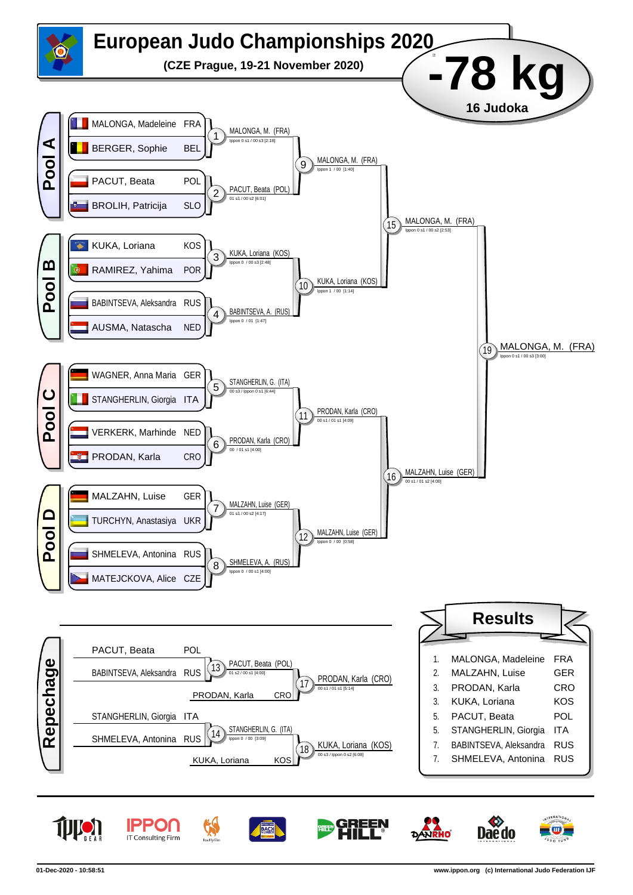# European Judo Championships 2020

**(CZE Prague, 19-21 November 2020)**

## -78 kg

**16 Judoka**

### Pool A

| Athlete | Nation |
|---|---|
| MALONGA, Madeleine | FRA |
| BERGER, Sophie | BEL |
| PACUT, Beata | POL |
| BROLIH, Patricija | SLO |

- 1: MALONGA, M. (FRA) — Ippon 0 s1 / 00 s3 [2:18]
- 2: PACUT, Beata (POL) — 01 s1 / 00 s2 [6:01]
- 9: MALONGA, M. (FRA) — Ippon 1 / 00 [1:40]

### Pool B

| Athlete | Nation |
|---|---|
| KUKA, Loriana | KOS |
| RAMIREZ, Yahima | POR |
| BABINTSEVA, Aleksandra | RUS |
| AUSMA, Natascha | NED |

- 3: KUKA, Loriana (KOS) — Ippon 0 / 00 s3 [2:48]
- 4: BABINTSEVA, A. (RUS) — Ippon 0 / 01 [1:47]
- 10: KUKA, Loriana (KOS) — Ippon 1 / 00 [1:14]

- 15: MALONGA, M. (FRA) — Ippon 0 s1 / 00 s2 [2:53]

### Pool C

| Athlete | Nation |
|---|---|
| WAGNER, Anna Maria | GER |
| STANGHERLIN, Giorgia | ITA |
| VERKERK, Marhinde | NED |
| PRODAN, Karla | CRO |

- 5: STANGHERLIN, G. (ITA) — 00 s3 / Ippon 0 s1 [6:44]
- 6: PRODAN, Karla (CRO) — 00 / 01 s1 [4:00]
- 11: PRODAN, Karla (CRO) — 00 s1 / 01 s1 [4:09]

### Pool D

| Athlete | Nation |
|---|---|
| MALZAHN, Luise | GER |
| TURCHYN, Anastasiya | UKR |
| SHMELEVA, Antonina | RUS |
| MATEJCKOVA, Alice | CZE |

- 7: MALZAHN, Luise (GER) — 01 s1 / 00 s2 [4:17]
- 8: SHMELEVA, A. (RUS) — Ippon 0 / 00 s1 [4:00]
- 12: MALZAHN, Luise (GER) — Ippon 0 / 00 [0:58]

- 16: MALZAHN, Luise (GER) — 00 s1 / 01 s2 [4:00]

### Final

- 19: MALONGA, M. (FRA) — Ippon 0 s1 / 00 s3 [3:00]

### Repechage

- 13: PACUT, Beata (POL) vs BABINTSEVA, Aleksandra (RUS) → PACUT, Beata (POL) — 01 s2 / 00 s1 [4:00]
- 17: PACUT, Beata (POL) vs PRODAN, Karla (CRO) → PRODAN, Karla (CRO) — 00 s1 / 01 s1 [5:14]
- 14: STANGHERLIN, Giorgia (ITA) vs SHMELEVA, Antonina (RUS) → STANGHERLIN, G. (ITA) — Ippon 0 / 00 [3:09]
- 18: STANGHERLIN, G. (ITA) vs KUKA, Loriana (KOS) → KUKA, Loriana (KOS) — 00 s3 / Ippon 0 s2 [6:08]

### Results

| Rank | Athlete | Nation |
|---|---|---|
| 1. | MALONGA, Madeleine | FRA |
| 2. | MALZAHN, Luise | GER |
| 3. | PRODAN, Karla | CRO |
| 3. | KUKA, Loriana | KOS |
| 5. | PACUT, Beata | POL |
| 5. | STANGHERLIN, Giorgia | ITA |
| 7. | BABINTSEVA, Aleksandra | RUS |
| 7. | SHMELEVA, Antonina | RUS |

01-Dec-2020 - 10:58:51 — www.ippon.org (c) International Judo Federation IJF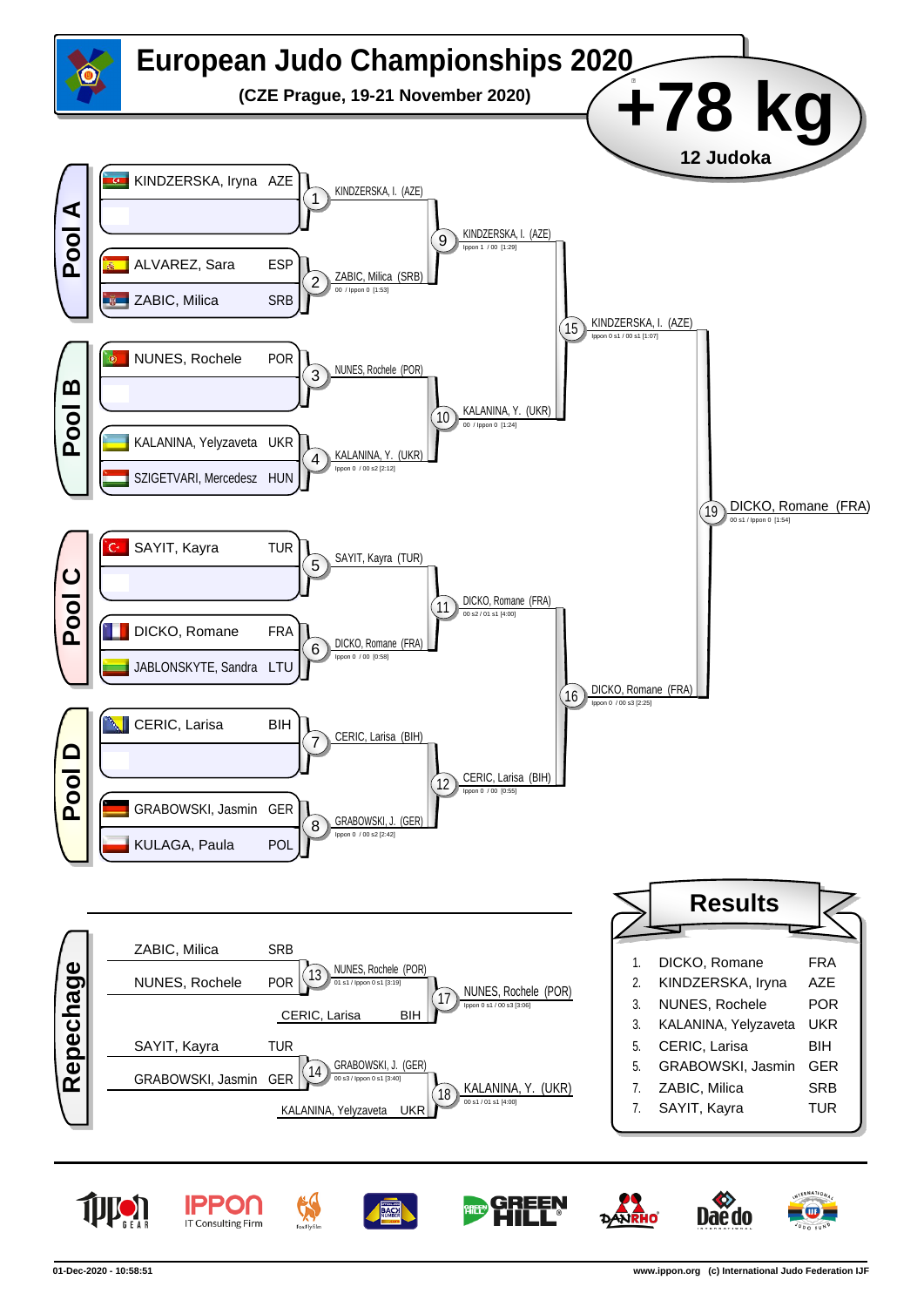# European Judo Championships 2020

**(CZE Prague, 19-21 November 2020)**

## +78 kg

**12 Judoka**

### Pool A

- KINDZERSKA, Iryna AZE
- ALVAREZ, Sara ESP
- ZABIC, Milica SRB

1. KINDZERSKA, I. (AZE)
2. ZABIC, Milica (SRB) — 00 / Ippon 0 [1:53]
9. KINDZERSKA, I. (AZE) — Ippon 1 / 00 [1:29]

### Pool B

- NUNES, Rochele POR
- KALANINA, Yelyzaveta UKR
- SZIGETVARI, Mercedesz HUN

3. NUNES, Rochele (POR)
4. KALANINA, Y. (UKR) — Ippon 0 / 00 s2 [2:12]
10. KALANINA, Y. (UKR) — 00 / Ippon 0 [1:24]

15. KINDZERSKA, I. (AZE) — Ippon 0 s1 / 00 s1 [1:07]

### Pool C

- SAYIT, Kayra TUR
- DICKO, Romane FRA
- JABLONSKYTE, Sandra LTU

5. SAYIT, Kayra (TUR)
6. DICKO, Romane (FRA) — Ippon 0 / 00 [0:58]
11. DICKO, Romane (FRA) — 00 s2 / 01 s1 [4:00]

### Pool D

- CERIC, Larisa BIH
- GRABOWSKI, Jasmin GER
- KULAGA, Paula POL

7. CERIC, Larisa (BIH)
8. GRABOWSKI, J. (GER) — Ippon 0 / 00 s2 [2:42]
12. CERIC, Larisa (BIH) — Ippon 0 / 00 [0:55]

16. DICKO, Romane (FRA) — Ippon 0 / 00 s3 [2:25]

19. DICKO, Romane (FRA) — 00 s1 / Ippon 0 [1:54]

### Repechage

- ZABIC, Milica SRB
- NUNES, Rochele POR
- 13. NUNES, Rochele (POR) — 01 s1 / Ippon 0 s1 [3:19]
- CERIC, Larisa BIH
- 17. NUNES, Rochele (POR) — Ippon 0 s1 / 00 s3 [3:06]

- SAYIT, Kayra TUR
- GRABOWSKI, Jasmin GER
- 14. GRABOWSKI, J. (GER) — 00 s3 / Ippon 0 s1 [3:40]
- KALANINA, Yelyzaveta UKR
- 18. KALANINA, Y. (UKR) — 00 s1 / 01 s1 [4:00]

### Results

| | | |
|---|---|---|
| 1. | DICKO, Romane | FRA |
| 2. | KINDZERSKA, Iryna | AZE |
| 3. | NUNES, Rochele | POR |
| 3. | KALANINA, Yelyzaveta | UKR |
| 5. | CERIC, Larisa | BIH |
| 5. | GRABOWSKI, Jasmin | GER |
| 7. | ZABIC, Milica | SRB |
| 7. | SAYIT, Kayra | TUR |

01-Dec-2020 - 10:58:51

www.ippon.org (c) International Judo Federation IJF